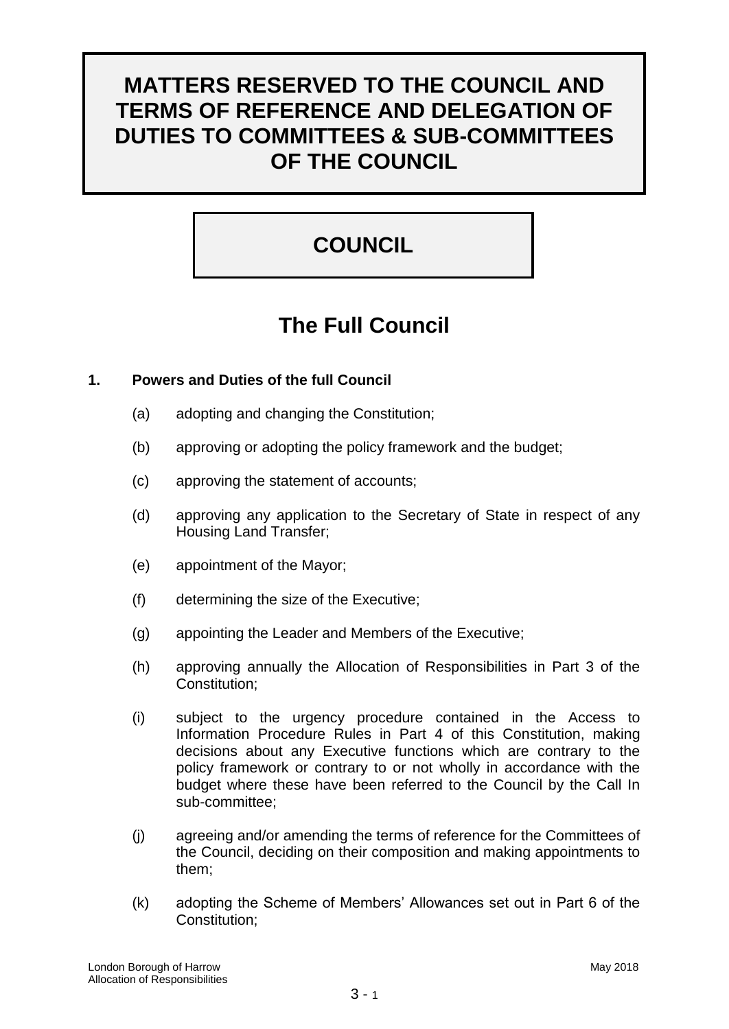# MATTERS RESERVED TO THE COUNCIL AND TERMS OF REFERENCE AND DELEGATION OF DUTIES TO COMMITTEES & SUB-COMMITTEES OF THE COUNCIL

# COUNCIL

## The Full Council

**1. Powers and Duties of the full Council**

(a) adopting and changing the Constitution;

(b) approving or adopting the policy framework and the budget;

(c) approving the statement of accounts;

(d) approving any application to the Secretary of State in respect of any Housing Land Transfer;

(e) appointment of the Mayor;

(f) determining the size of the Executive;

(g) appointing the Leader and Members of the Executive;

(h) approving annually the Allocation of Responsibilities in Part 3 of the Constitution;

(i) subject to the urgency procedure contained in the Access to Information Procedure Rules in Part 4 of this Constitution, making decisions about any Executive functions which are contrary to the policy framework or contrary to or not wholly in accordance with the budget where these have been referred to the Council by the Call In sub-committee;

(j) agreeing and/or amending the terms of reference for the Committees of the Council, deciding on their composition and making appointments to them;

(k) adopting the Scheme of Members' Allowances set out in Part 6 of the Constitution;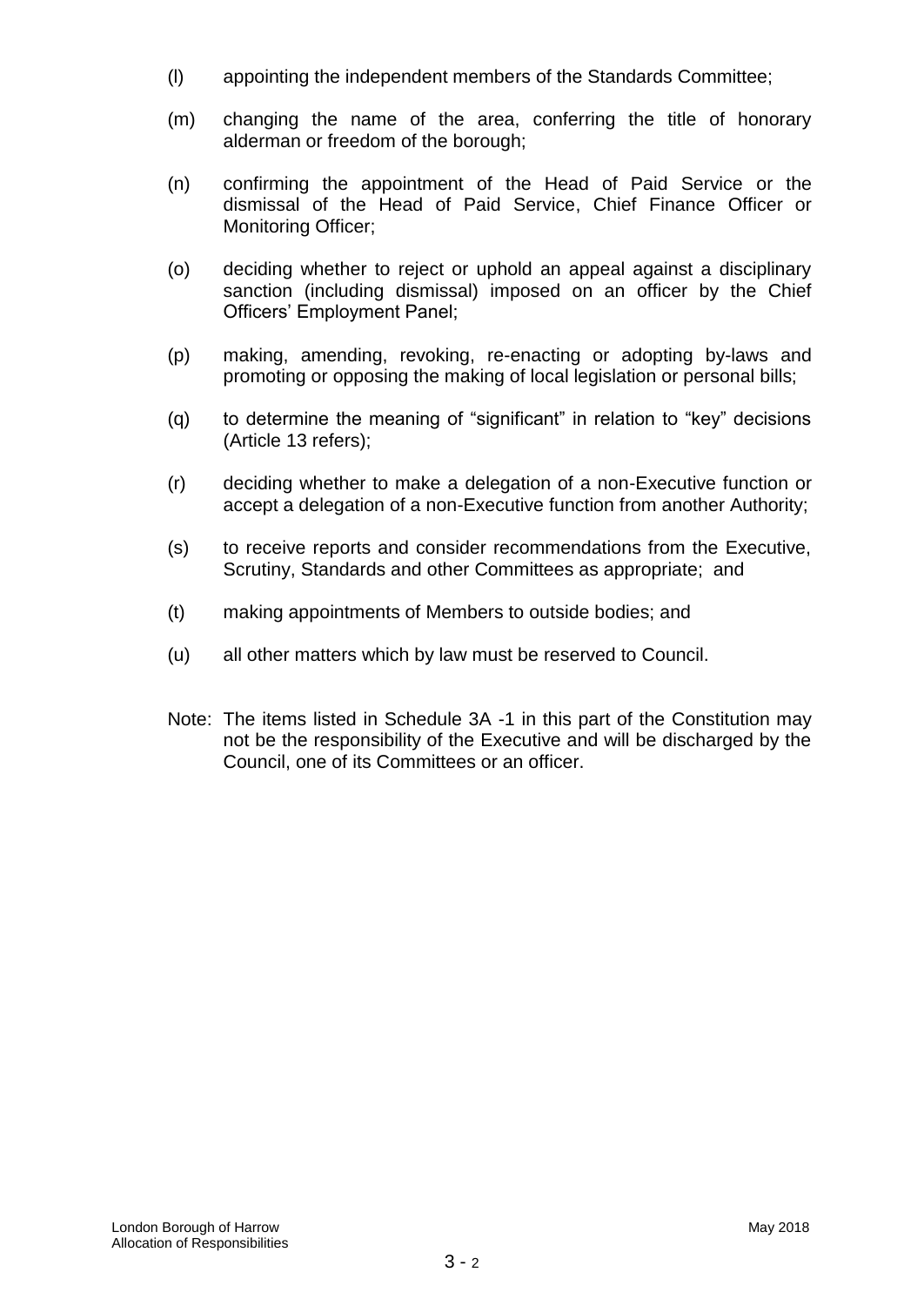(l) appointing the independent members of the Standards Committee;

(m) changing the name of the area, conferring the title of honorary alderman or freedom of the borough;

(n) confirming the appointment of the Head of Paid Service or the dismissal of the Head of Paid Service, Chief Finance Officer or Monitoring Officer;

(o) deciding whether to reject or uphold an appeal against a disciplinary sanction (including dismissal) imposed on an officer by the Chief Officers' Employment Panel;

(p) making, amending, revoking, re-enacting or adopting by-laws and promoting or opposing the making of local legislation or personal bills;

(q) to determine the meaning of "significant" in relation to "key" decisions (Article 13 refers);

(r) deciding whether to make a delegation of a non-Executive function or accept a delegation of a non-Executive function from another Authority;

(s) to receive reports and consider recommendations from the Executive, Scrutiny, Standards and other Committees as appropriate; and

(t) making appointments of Members to outside bodies; and

(u) all other matters which by law must be reserved to Council.

Note: The items listed in Schedule 3A -1 in this part of the Constitution may not be the responsibility of the Executive and will be discharged by the Council, one of its Committees or an officer.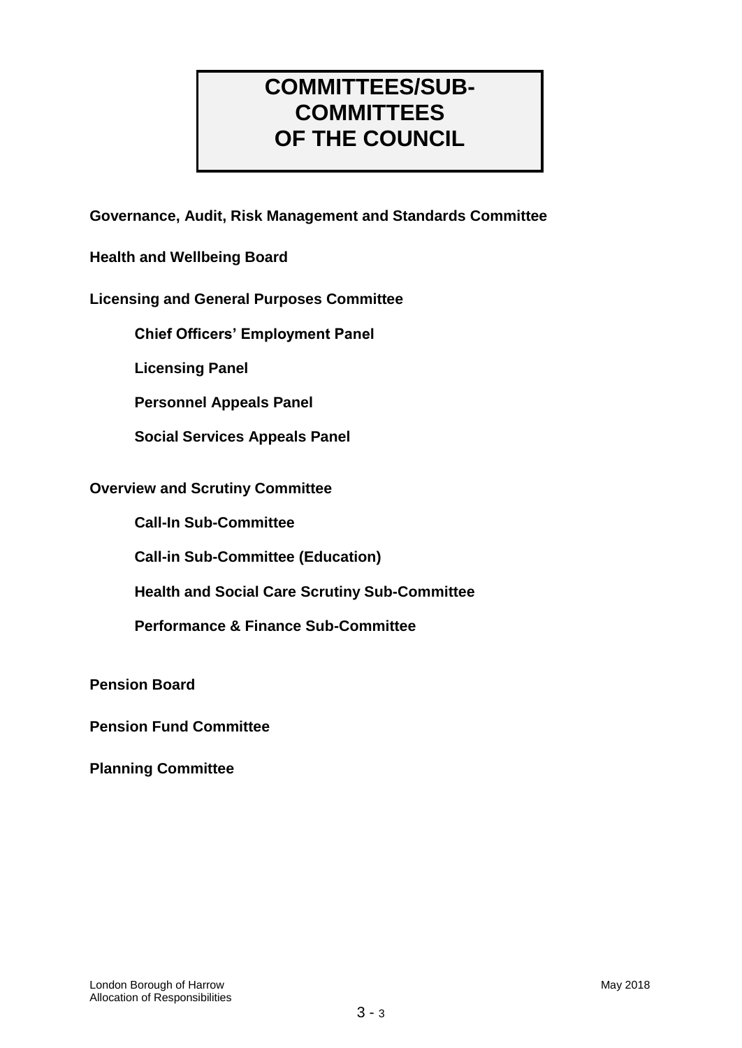# COMMITTEES/SUB-COMMITTEES OF THE COUNCIL

**Governance, Audit, Risk Management and Standards Committee**

**Health and Wellbeing Board**

**Licensing and General Purposes Committee**

- **Chief Officers' Employment Panel**
- **Licensing Panel**
- **Personnel Appeals Panel**
- **Social Services Appeals Panel**

**Overview and Scrutiny Committee**

- **Call-In Sub-Committee**
- **Call-in Sub-Committee (Education)**
- **Health and Social Care Scrutiny Sub-Committee**
- **Performance & Finance Sub-Committee**

**Pension Board**

**Pension Fund Committee**

**Planning Committee**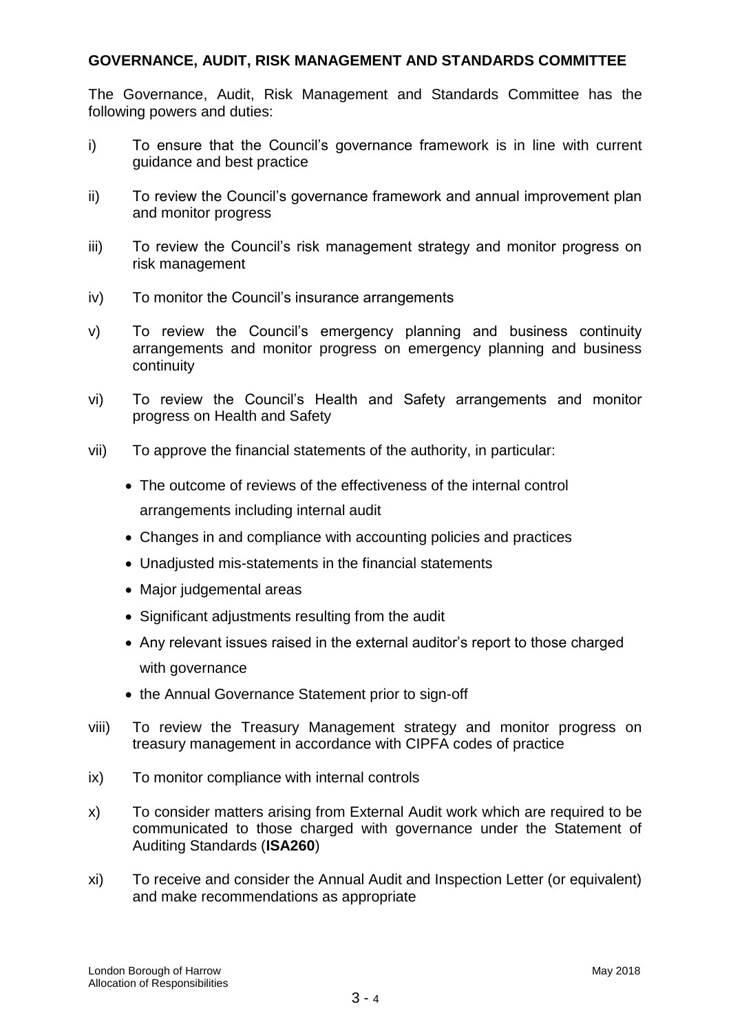## GOVERNANCE, AUDIT, RISK MANAGEMENT AND STANDARDS COMMITTEE

The Governance, Audit, Risk Management and Standards Committee has the following powers and duties:

i) To ensure that the Council's governance framework is in line with current guidance and best practice

ii) To review the Council's governance framework and annual improvement plan and monitor progress

iii) To review the Council's risk management strategy and monitor progress on risk management

iv) To monitor the Council's insurance arrangements

v) To review the Council's emergency planning and business continuity arrangements and monitor progress on emergency planning and business continuity

vi) To review the Council's Health and Safety arrangements and monitor progress on Health and Safety

vii) To approve the financial statements of the authority, in particular:

- The outcome of reviews of the effectiveness of the internal control arrangements including internal audit
- Changes in and compliance with accounting policies and practices
- Unadjusted mis-statements in the financial statements
- Major judgemental areas
- Significant adjustments resulting from the audit
- Any relevant issues raised in the external auditor's report to those charged with governance
- the Annual Governance Statement prior to sign-off

viii) To review the Treasury Management strategy and monitor progress on treasury management in accordance with CIPFA codes of practice

ix) To monitor compliance with internal controls

x) To consider matters arising from External Audit work which are required to be communicated to those charged with governance under the Statement of Auditing Standards (**ISA260**)

xi) To receive and consider the Annual Audit and Inspection Letter (or equivalent) and make recommendations as appropriate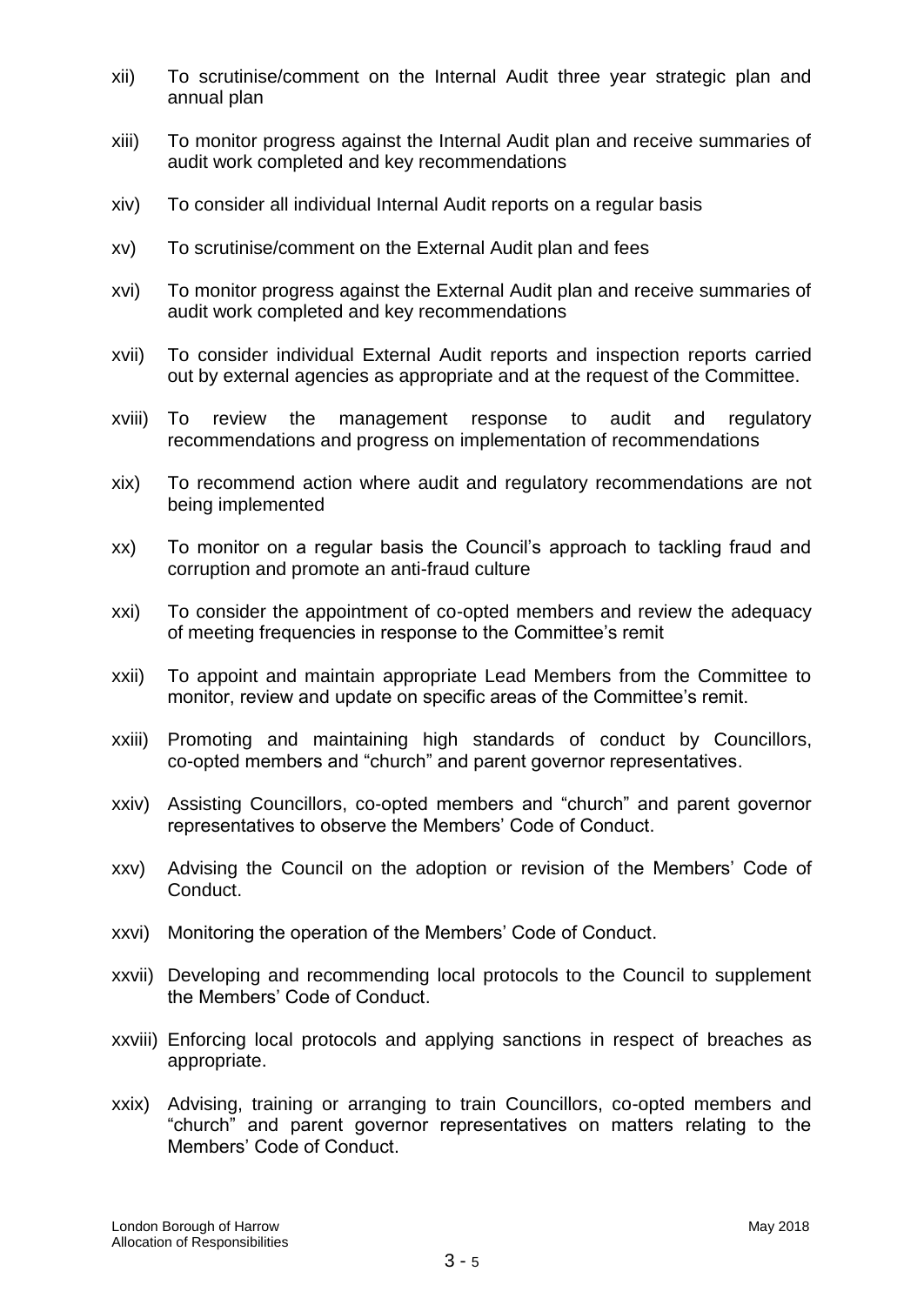xii) To scrutinise/comment on the Internal Audit three year strategic plan and annual plan

xiii) To monitor progress against the Internal Audit plan and receive summaries of audit work completed and key recommendations

xiv) To consider all individual Internal Audit reports on a regular basis

xv) To scrutinise/comment on the External Audit plan and fees

xvi) To monitor progress against the External Audit plan and receive summaries of audit work completed and key recommendations

xvii) To consider individual External Audit reports and inspection reports carried out by external agencies as appropriate and at the request of the Committee.

xviii) To review the management response to audit and regulatory recommendations and progress on implementation of recommendations

xix) To recommend action where audit and regulatory recommendations are not being implemented

xx) To monitor on a regular basis the Council's approach to tackling fraud and corruption and promote an anti-fraud culture

xxi) To consider the appointment of co-opted members and review the adequacy of meeting frequencies in response to the Committee's remit

xxii) To appoint and maintain appropriate Lead Members from the Committee to monitor, review and update on specific areas of the Committee's remit.

xxiii) Promoting and maintaining high standards of conduct by Councillors, co-opted members and "church" and parent governor representatives.

xxiv) Assisting Councillors, co-opted members and "church" and parent governor representatives to observe the Members' Code of Conduct.

xxv) Advising the Council on the adoption or revision of the Members' Code of Conduct.

xxvi) Monitoring the operation of the Members' Code of Conduct.

xxvii) Developing and recommending local protocols to the Council to supplement the Members' Code of Conduct.

xxviii) Enforcing local protocols and applying sanctions in respect of breaches as appropriate.

xxix) Advising, training or arranging to train Councillors, co-opted members and "church" and parent governor representatives on matters relating to the Members' Code of Conduct.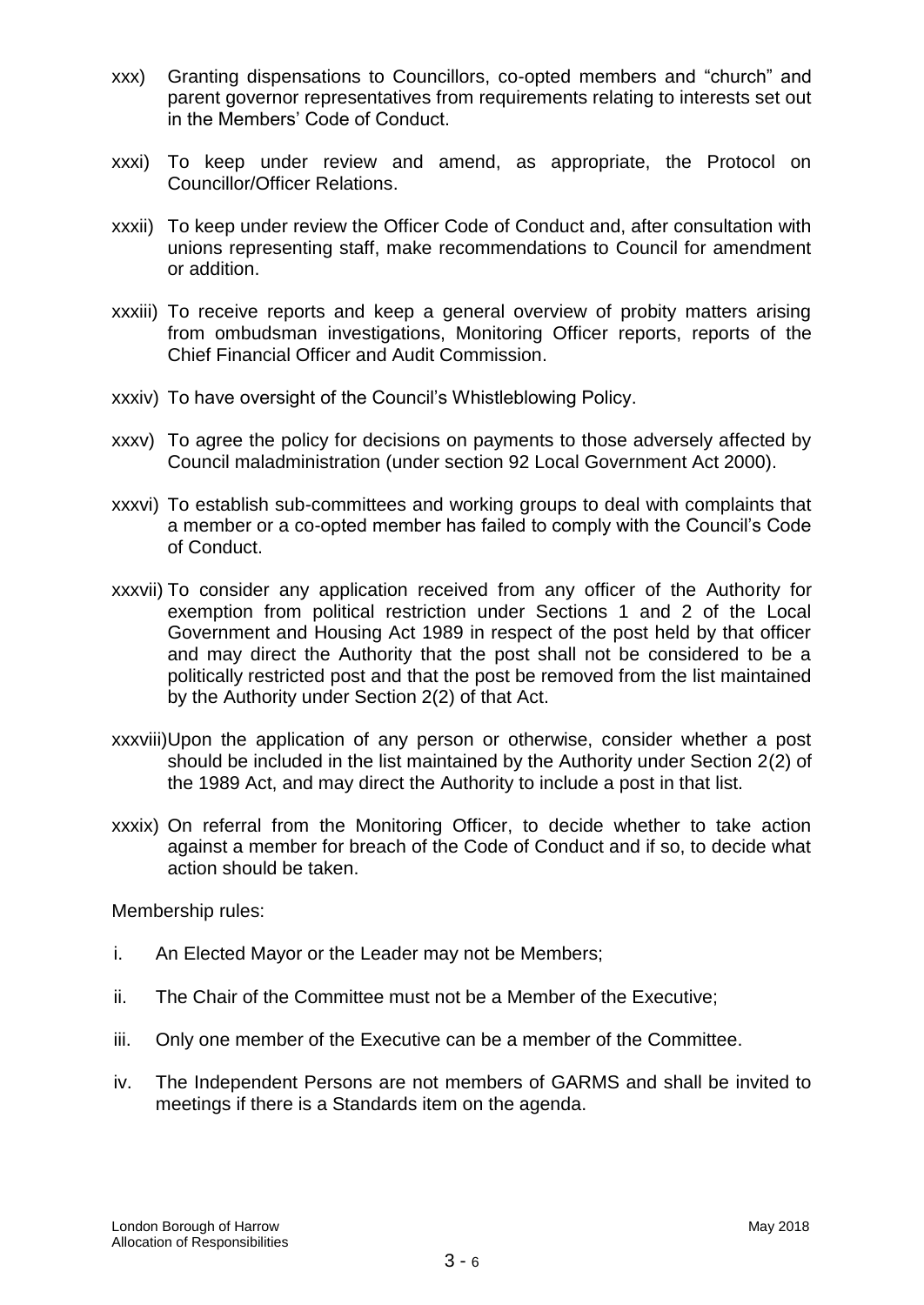xxx) Granting dispensations to Councillors, co-opted members and "church" and parent governor representatives from requirements relating to interests set out in the Members' Code of Conduct.

xxxi) To keep under review and amend, as appropriate, the Protocol on Councillor/Officer Relations.

xxxii) To keep under review the Officer Code of Conduct and, after consultation with unions representing staff, make recommendations to Council for amendment or addition.

xxxiii) To receive reports and keep a general overview of probity matters arising from ombudsman investigations, Monitoring Officer reports, reports of the Chief Financial Officer and Audit Commission.

xxxiv) To have oversight of the Council's Whistleblowing Policy.

xxxv) To agree the policy for decisions on payments to those adversely affected by Council maladministration (under section 92 Local Government Act 2000).

xxxvi) To establish sub-committees and working groups to deal with complaints that a member or a co-opted member has failed to comply with the Council's Code of Conduct.

xxxvii) To consider any application received from any officer of the Authority for exemption from political restriction under Sections 1 and 2 of the Local Government and Housing Act 1989 in respect of the post held by that officer and may direct the Authority that the post shall not be considered to be a politically restricted post and that the post be removed from the list maintained by the Authority under Section 2(2) of that Act.

xxxviii) Upon the application of any person or otherwise, consider whether a post should be included in the list maintained by the Authority under Section 2(2) of the 1989 Act, and may direct the Authority to include a post in that list.

xxxix) On referral from the Monitoring Officer, to decide whether to take action against a member for breach of the Code of Conduct and if so, to decide what action should be taken.

Membership rules:

i. An Elected Mayor or the Leader may not be Members;

ii. The Chair of the Committee must not be a Member of the Executive;

iii. Only one member of the Executive can be a member of the Committee.

iv. The Independent Persons are not members of GARMS and shall be invited to meetings if there is a Standards item on the agenda.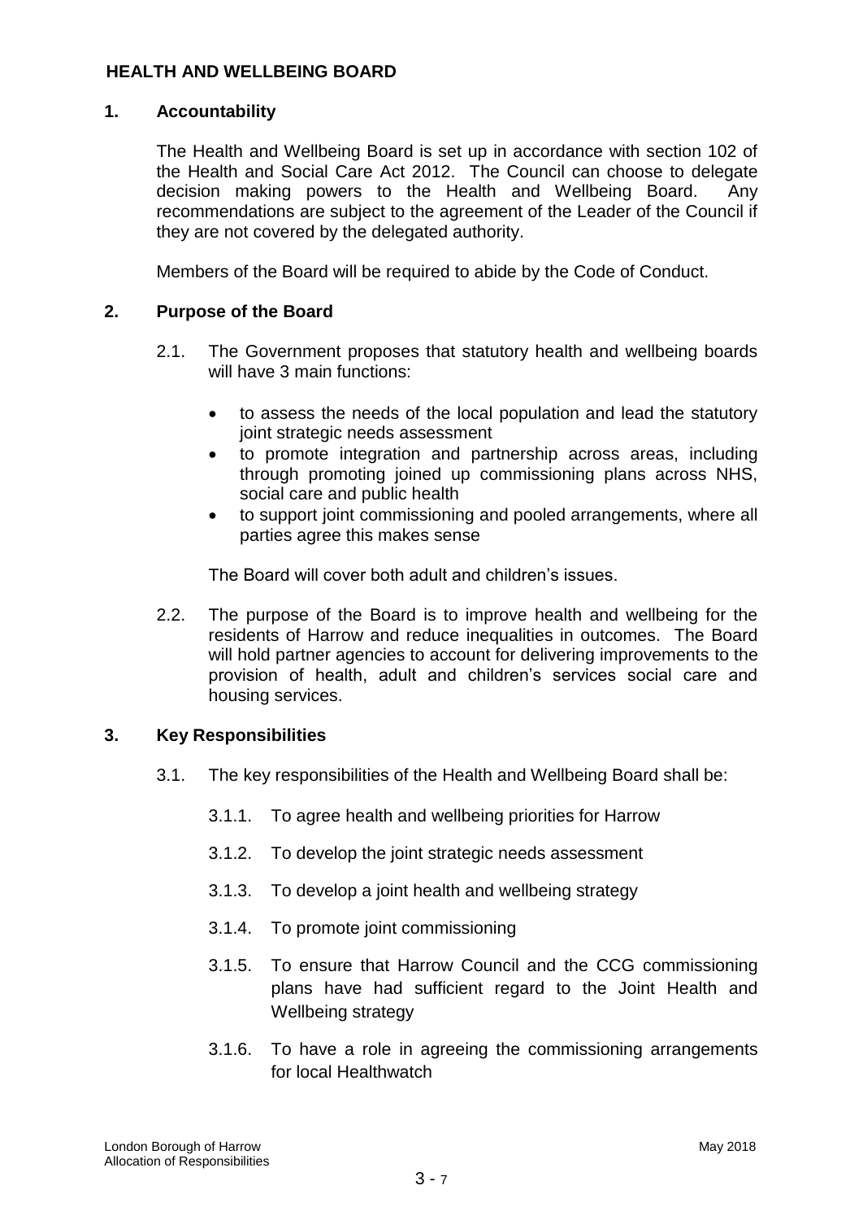## HEALTH AND WELLBEING BOARD

### 1. Accountability

The Health and Wellbeing Board is set up in accordance with section 102 of the Health and Social Care Act 2012. The Council can choose to delegate decision making powers to the Health and Wellbeing Board. Any recommendations are subject to the agreement of the Leader of the Council if they are not covered by the delegated authority.

Members of the Board will be required to abide by the Code of Conduct.

### 2. Purpose of the Board

2.1. The Government proposes that statutory health and wellbeing boards will have 3 main functions:

- to assess the needs of the local population and lead the statutory joint strategic needs assessment
- to promote integration and partnership across areas, including through promoting joined up commissioning plans across NHS, social care and public health
- to support joint commissioning and pooled arrangements, where all parties agree this makes sense

The Board will cover both adult and children's issues.

2.2. The purpose of the Board is to improve health and wellbeing for the residents of Harrow and reduce inequalities in outcomes. The Board will hold partner agencies to account for delivering improvements to the provision of health, adult and children's services social care and housing services.

### 3. Key Responsibilities

3.1. The key responsibilities of the Health and Wellbeing Board shall be:

3.1.1. To agree health and wellbeing priorities for Harrow

3.1.2. To develop the joint strategic needs assessment

3.1.3. To develop a joint health and wellbeing strategy

3.1.4. To promote joint commissioning

3.1.5. To ensure that Harrow Council and the CCG commissioning plans have had sufficient regard to the Joint Health and Wellbeing strategy

3.1.6. To have a role in agreeing the commissioning arrangements for local Healthwatch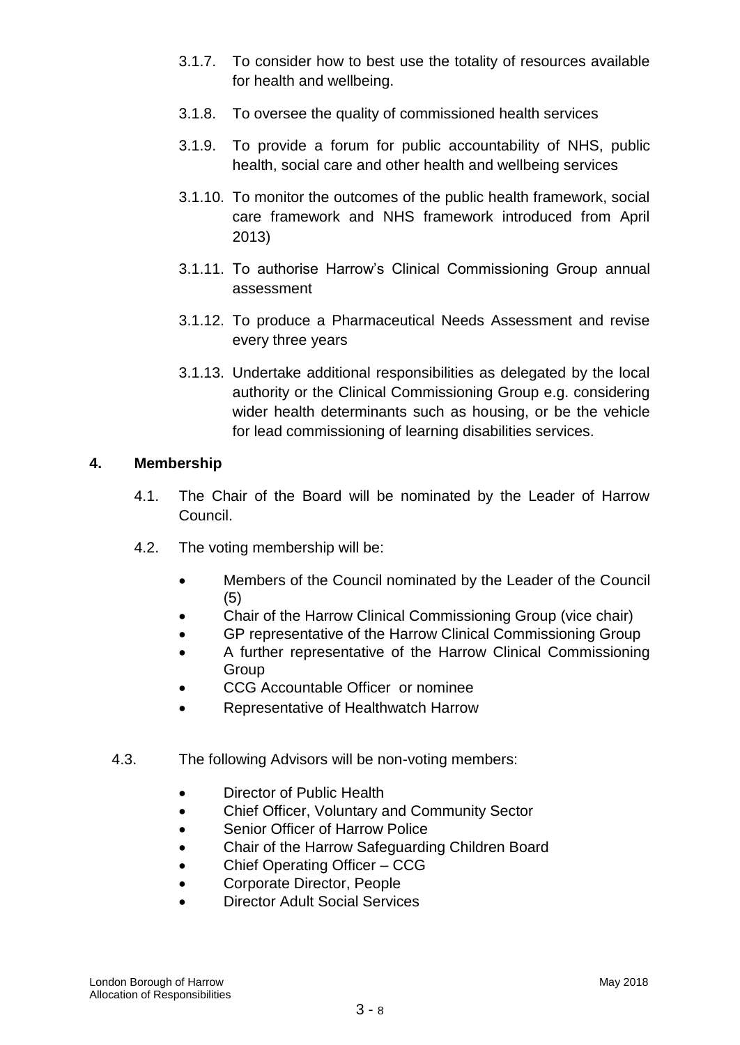3.1.7. To consider how to best use the totality of resources available for health and wellbeing.

3.1.8. To oversee the quality of commissioned health services

3.1.9. To provide a forum for public accountability of NHS, public health, social care and other health and wellbeing services

3.1.10. To monitor the outcomes of the public health framework, social care framework and NHS framework introduced from April 2013)

3.1.11. To authorise Harrow's Clinical Commissioning Group annual assessment

3.1.12. To produce a Pharmaceutical Needs Assessment and revise every three years

3.1.13. Undertake additional responsibilities as delegated by the local authority or the Clinical Commissioning Group e.g. considering wider health determinants such as housing, or be the vehicle for lead commissioning of learning disabilities services.

## 4. Membership

4.1. The Chair of the Board will be nominated by the Leader of Harrow Council.

4.2. The voting membership will be:

- Members of the Council nominated by the Leader of the Council (5)
- Chair of the Harrow Clinical Commissioning Group (vice chair)
- GP representative of the Harrow Clinical Commissioning Group
- A further representative of the Harrow Clinical Commissioning Group
- CCG Accountable Officer or nominee
- Representative of Healthwatch Harrow

4.3. The following Advisors will be non-voting members:

- Director of Public Health
- Chief Officer, Voluntary and Community Sector
- Senior Officer of Harrow Police
- Chair of the Harrow Safeguarding Children Board
- Chief Operating Officer – CCG
- Corporate Director, People
- Director Adult Social Services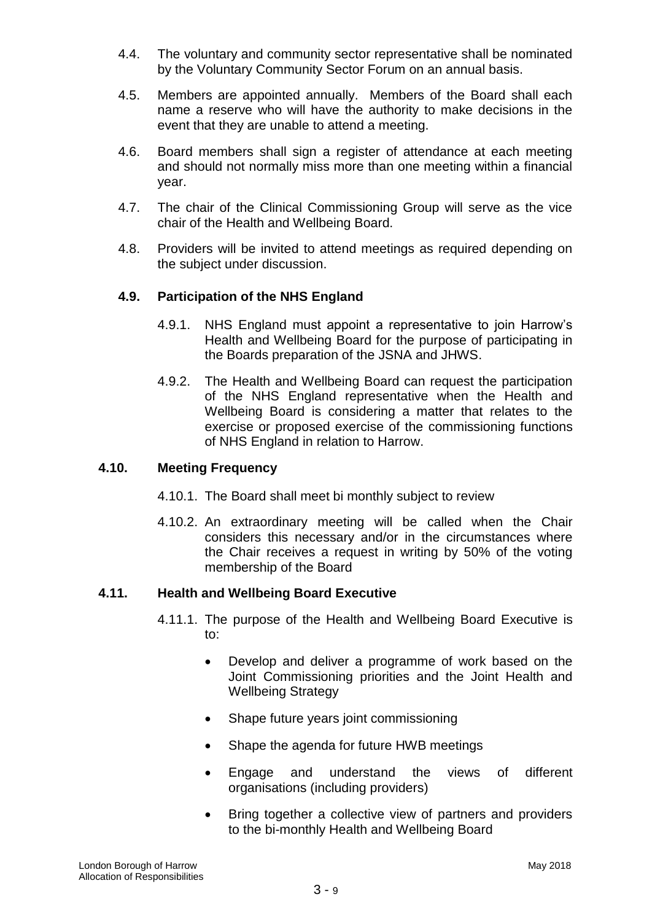4.4. The voluntary and community sector representative shall be nominated by the Voluntary Community Sector Forum on an annual basis.

4.5. Members are appointed annually. Members of the Board shall each name a reserve who will have the authority to make decisions in the event that they are unable to attend a meeting.

4.6. Board members shall sign a register of attendance at each meeting and should not normally miss more than one meeting within a financial year.

4.7. The chair of the Clinical Commissioning Group will serve as the vice chair of the Health and Wellbeing Board.

4.8. Providers will be invited to attend meetings as required depending on the subject under discussion.

### 4.9. Participation of the NHS England

4.9.1. NHS England must appoint a representative to join Harrow's Health and Wellbeing Board for the purpose of participating in the Boards preparation of the JSNA and JHWS.

4.9.2. The Health and Wellbeing Board can request the participation of the NHS England representative when the Health and Wellbeing Board is considering a matter that relates to the exercise or proposed exercise of the commissioning functions of NHS England in relation to Harrow.

### 4.10. Meeting Frequency

4.10.1. The Board shall meet bi monthly subject to review

4.10.2. An extraordinary meeting will be called when the Chair considers this necessary and/or in the circumstances where the Chair receives a request in writing by 50% of the voting membership of the Board

### 4.11. Health and Wellbeing Board Executive

4.11.1. The purpose of the Health and Wellbeing Board Executive is to:

- Develop and deliver a programme of work based on the Joint Commissioning priorities and the Joint Health and Wellbeing Strategy
- Shape future years joint commissioning
- Shape the agenda for future HWB meetings
- Engage and understand the views of different organisations (including providers)
- Bring together a collective view of partners and providers to the bi-monthly Health and Wellbeing Board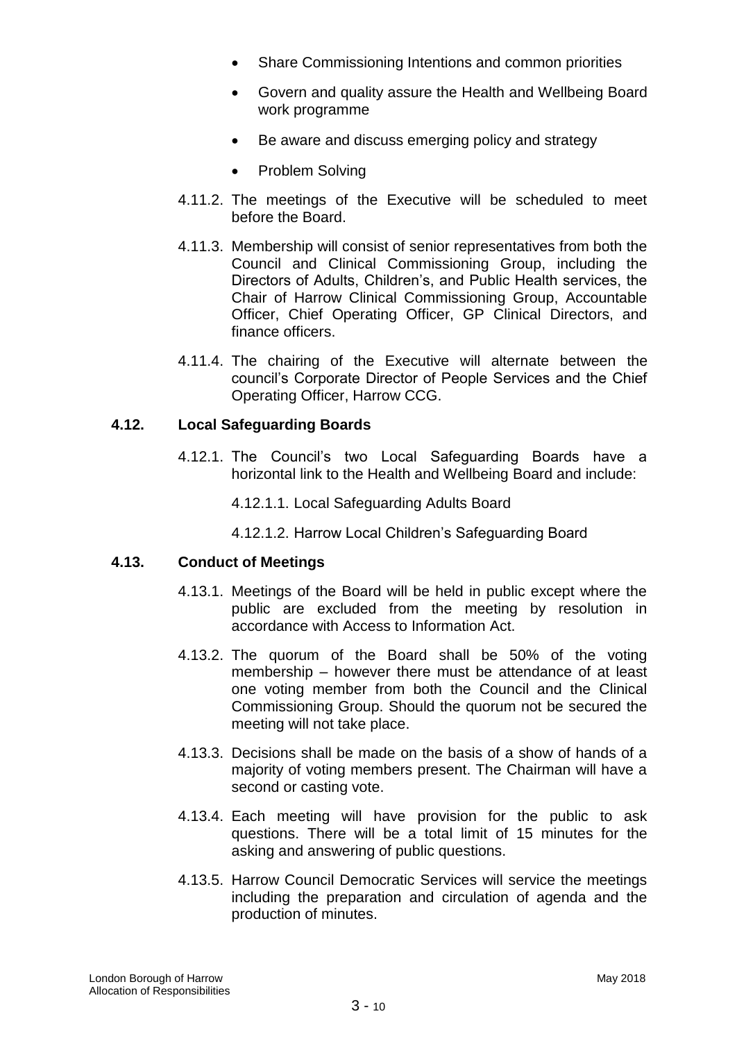- Share Commissioning Intentions and common priorities
- Govern and quality assure the Health and Wellbeing Board work programme
- Be aware and discuss emerging policy and strategy
- Problem Solving

4.11.2. The meetings of the Executive will be scheduled to meet before the Board.

4.11.3. Membership will consist of senior representatives from both the Council and Clinical Commissioning Group, including the Directors of Adults, Children's, and Public Health services, the Chair of Harrow Clinical Commissioning Group, Accountable Officer, Chief Operating Officer, GP Clinical Directors, and finance officers.

4.11.4. The chairing of the Executive will alternate between the council's Corporate Director of People Services and the Chief Operating Officer, Harrow CCG.

### 4.12. Local Safeguarding Boards

4.12.1. The Council's two Local Safeguarding Boards have a horizontal link to the Health and Wellbeing Board and include:

4.12.1.1. Local Safeguarding Adults Board

4.12.1.2. Harrow Local Children's Safeguarding Board

### 4.13. Conduct of Meetings

4.13.1. Meetings of the Board will be held in public except where the public are excluded from the meeting by resolution in accordance with Access to Information Act.

4.13.2. The quorum of the Board shall be 50% of the voting membership – however there must be attendance of at least one voting member from both the Council and the Clinical Commissioning Group. Should the quorum not be secured the meeting will not take place.

4.13.3. Decisions shall be made on the basis of a show of hands of a majority of voting members present. The Chairman will have a second or casting vote.

4.13.4. Each meeting will have provision for the public to ask questions. There will be a total limit of 15 minutes for the asking and answering of public questions.

4.13.5. Harrow Council Democratic Services will service the meetings including the preparation and circulation of agenda and the production of minutes.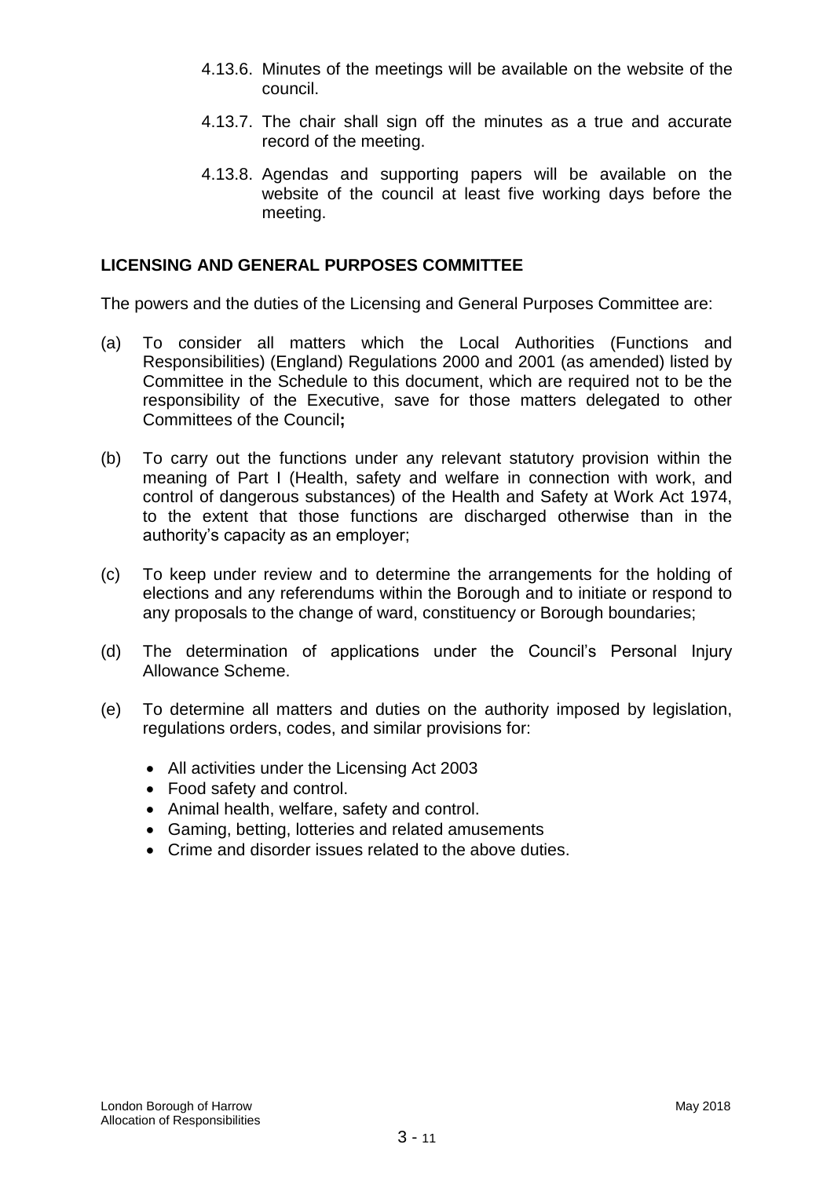4.13.6. Minutes of the meetings will be available on the website of the council.

4.13.7. The chair shall sign off the minutes as a true and accurate record of the meeting.

4.13.8. Agendas and supporting papers will be available on the website of the council at least five working days before the meeting.

**LICENSING AND GENERAL PURPOSES COMMITTEE**

The powers and the duties of the Licensing and General Purposes Committee are:

(a) To consider all matters which the Local Authorities (Functions and Responsibilities) (England) Regulations 2000 and 2001 (as amended) listed by Committee in the Schedule to this document, which are required not to be the responsibility of the Executive, save for those matters delegated to other Committees of the Council**;**

(b) To carry out the functions under any relevant statutory provision within the meaning of Part I (Health, safety and welfare in connection with work, and control of dangerous substances) of the Health and Safety at Work Act 1974, to the extent that those functions are discharged otherwise than in the authority's capacity as an employer;

(c) To keep under review and to determine the arrangements for the holding of elections and any referendums within the Borough and to initiate or respond to any proposals to the change of ward, constituency or Borough boundaries;

(d) The determination of applications under the Council's Personal Injury Allowance Scheme.

(e) To determine all matters and duties on the authority imposed by legislation, regulations orders, codes, and similar provisions for:

- All activities under the Licensing Act 2003
- Food safety and control.
- Animal health, welfare, safety and control.
- Gaming, betting, lotteries and related amusements
- Crime and disorder issues related to the above duties.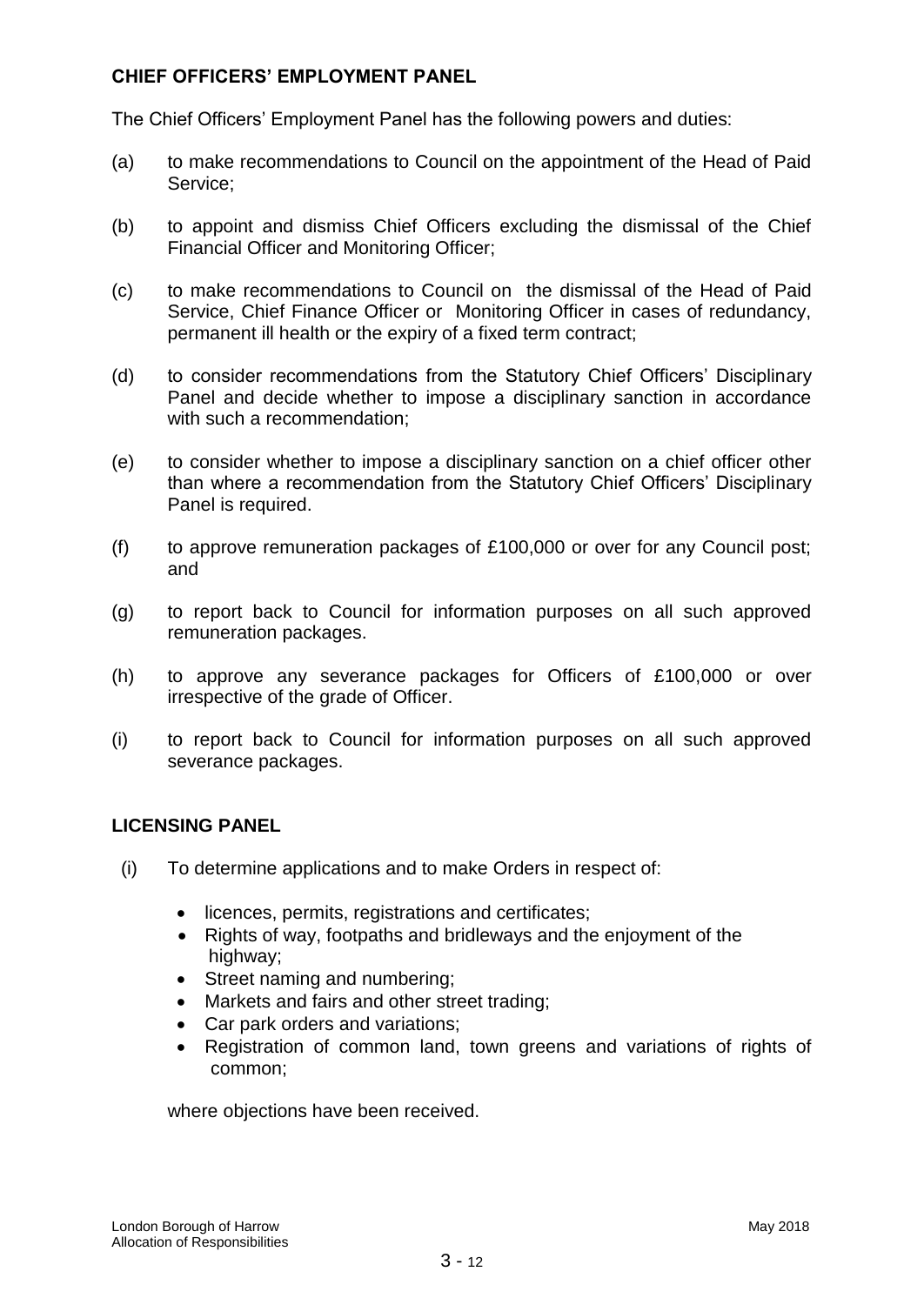## CHIEF OFFICERS' EMPLOYMENT PANEL

The Chief Officers' Employment Panel has the following powers and duties:

(a) to make recommendations to Council on the appointment of the Head of Paid Service;

(b) to appoint and dismiss Chief Officers excluding the dismissal of the Chief Financial Officer and Monitoring Officer;

(c) to make recommendations to Council on the dismissal of the Head of Paid Service, Chief Finance Officer or Monitoring Officer in cases of redundancy, permanent ill health or the expiry of a fixed term contract;

(d) to consider recommendations from the Statutory Chief Officers' Disciplinary Panel and decide whether to impose a disciplinary sanction in accordance with such a recommendation;

(e) to consider whether to impose a disciplinary sanction on a chief officer other than where a recommendation from the Statutory Chief Officers' Disciplinary Panel is required.

(f) to approve remuneration packages of £100,000 or over for any Council post; and

(g) to report back to Council for information purposes on all such approved remuneration packages.

(h) to approve any severance packages for Officers of £100,000 or over irrespective of the grade of Officer.

(i) to report back to Council for information purposes on all such approved severance packages.

## LICENSING PANEL

(i) To determine applications and to make Orders in respect of:

- licences, permits, registrations and certificates;
- Rights of way, footpaths and bridleways and the enjoyment of the highway;
- Street naming and numbering;
- Markets and fairs and other street trading;
- Car park orders and variations;
- Registration of common land, town greens and variations of rights of common;

where objections have been received.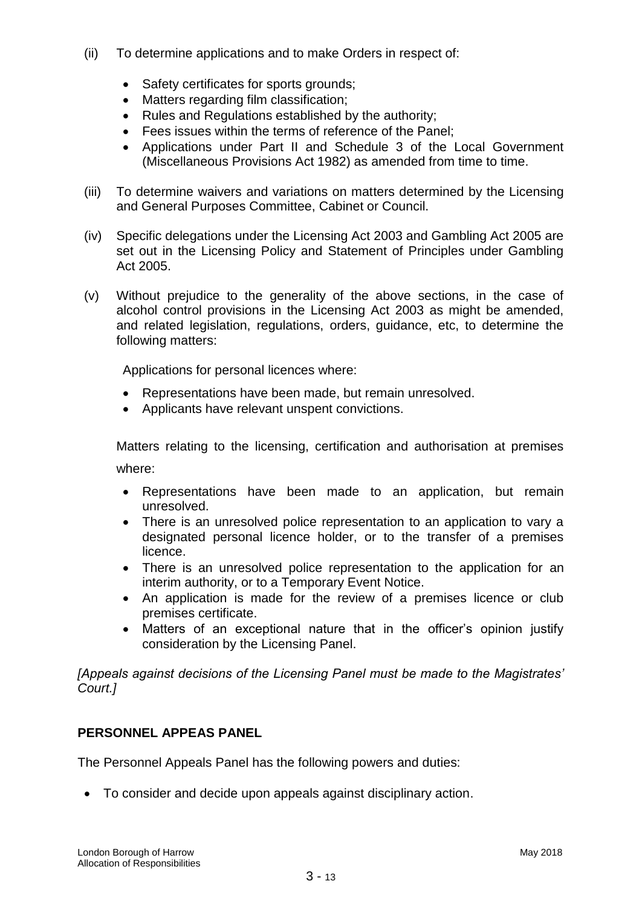(ii) To determine applications and to make Orders in respect of:

- Safety certificates for sports grounds;
- Matters regarding film classification;
- Rules and Regulations established by the authority;
- Fees issues within the terms of reference of the Panel;
- Applications under Part II and Schedule 3 of the Local Government (Miscellaneous Provisions Act 1982) as amended from time to time.

(iii) To determine waivers and variations on matters determined by the Licensing and General Purposes Committee, Cabinet or Council.

(iv) Specific delegations under the Licensing Act 2003 and Gambling Act 2005 are set out in the Licensing Policy and Statement of Principles under Gambling Act 2005.

(v) Without prejudice to the generality of the above sections, in the case of alcohol control provisions in the Licensing Act 2003 as might be amended, and related legislation, regulations, orders, guidance, etc, to determine the following matters:

Applications for personal licences where:

- Representations have been made, but remain unresolved.
- Applicants have relevant unspent convictions.

Matters relating to the licensing, certification and authorisation at premises where:

- Representations have been made to an application, but remain unresolved.
- There is an unresolved police representation to an application to vary a designated personal licence holder, or to the transfer of a premises licence.
- There is an unresolved police representation to the application for an interim authority, or to a Temporary Event Notice.
- An application is made for the review of a premises licence or club premises certificate.
- Matters of an exceptional nature that in the officer's opinion justify consideration by the Licensing Panel.

*[Appeals against decisions of the Licensing Panel must be made to the Magistrates' Court.]*

**PERSONNEL APPEAS PANEL**

The Personnel Appeals Panel has the following powers and duties:

- To consider and decide upon appeals against disciplinary action.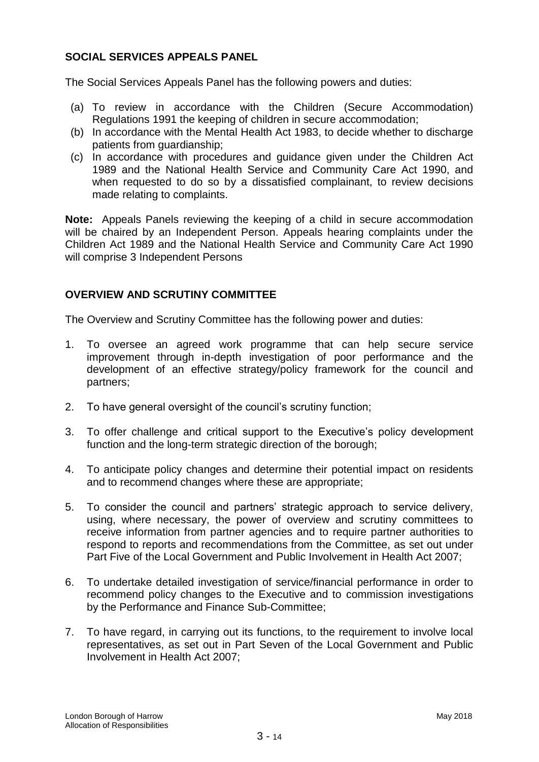## SOCIAL SERVICES APPEALS PANEL

The Social Services Appeals Panel has the following powers and duties:

(a) To review in accordance with the Children (Secure Accommodation) Regulations 1991 the keeping of children in secure accommodation;
(b) In accordance with the Mental Health Act 1983, to decide whether to discharge patients from guardianship;
(c) In accordance with procedures and guidance given under the Children Act 1989 and the National Health Service and Community Care Act 1990, and when requested to do so by a dissatisfied complainant, to review decisions made relating to complaints.

**Note:** Appeals Panels reviewing the keeping of a child in secure accommodation will be chaired by an Independent Person. Appeals hearing complaints under the Children Act 1989 and the National Health Service and Community Care Act 1990 will comprise 3 Independent Persons

## OVERVIEW AND SCRUTINY COMMITTEE

The Overview and Scrutiny Committee has the following power and duties:

1. To oversee an agreed work programme that can help secure service improvement through in-depth investigation of poor performance and the development of an effective strategy/policy framework for the council and partners;

2. To have general oversight of the council's scrutiny function;

3. To offer challenge and critical support to the Executive's policy development function and the long-term strategic direction of the borough;

4. To anticipate policy changes and determine their potential impact on residents and to recommend changes where these are appropriate;

5. To consider the council and partners' strategic approach to service delivery, using, where necessary, the power of overview and scrutiny committees to receive information from partner agencies and to require partner authorities to respond to reports and recommendations from the Committee, as set out under Part Five of the Local Government and Public Involvement in Health Act 2007;

6. To undertake detailed investigation of service/financial performance in order to recommend policy changes to the Executive and to commission investigations by the Performance and Finance Sub-Committee;

7. To have regard, in carrying out its functions, to the requirement to involve local representatives, as set out in Part Seven of the Local Government and Public Involvement in Health Act 2007;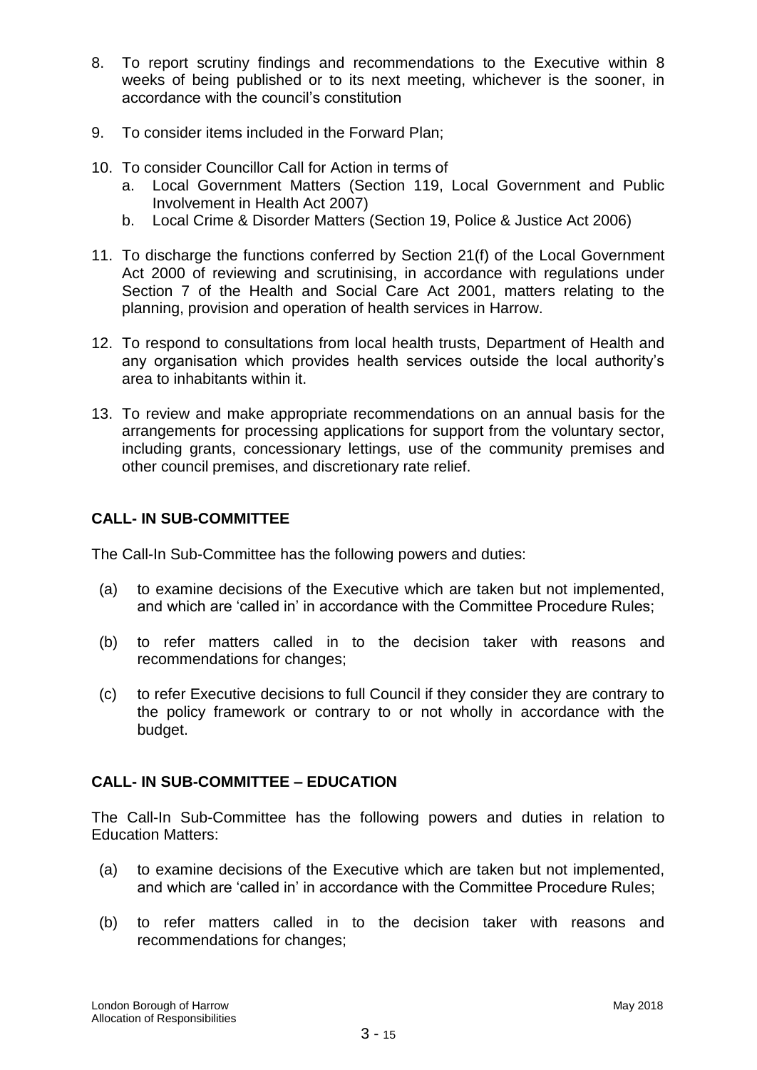8. To report scrutiny findings and recommendations to the Executive within 8 weeks of being published or to its next meeting, whichever is the sooner, in accordance with the council's constitution

9. To consider items included in the Forward Plan;

10. To consider Councillor Call for Action in terms of
    a. Local Government Matters (Section 119, Local Government and Public Involvement in Health Act 2007)
    b. Local Crime & Disorder Matters (Section 19, Police & Justice Act 2006)

11. To discharge the functions conferred by Section 21(f) of the Local Government Act 2000 of reviewing and scrutinising, in accordance with regulations under Section 7 of the Health and Social Care Act 2001, matters relating to the planning, provision and operation of health services in Harrow.

12. To respond to consultations from local health trusts, Department of Health and any organisation which provides health services outside the local authority's area to inhabitants within it.

13. To review and make appropriate recommendations on an annual basis for the arrangements for processing applications for support from the voluntary sector, including grants, concessionary lettings, use of the community premises and other council premises, and discretionary rate relief.

**CALL- IN SUB-COMMITTEE**

The Call-In Sub-Committee has the following powers and duties:

(a) to examine decisions of the Executive which are taken but not implemented, and which are 'called in' in accordance with the Committee Procedure Rules;

(b) to refer matters called in to the decision taker with reasons and recommendations for changes;

(c) to refer Executive decisions to full Council if they consider they are contrary to the policy framework or contrary to or not wholly in accordance with the budget.

**CALL- IN SUB-COMMITTEE – EDUCATION**

The Call-In Sub-Committee has the following powers and duties in relation to Education Matters:

(a) to examine decisions of the Executive which are taken but not implemented, and which are 'called in' in accordance with the Committee Procedure Rules;

(b) to refer matters called in to the decision taker with reasons and recommendations for changes;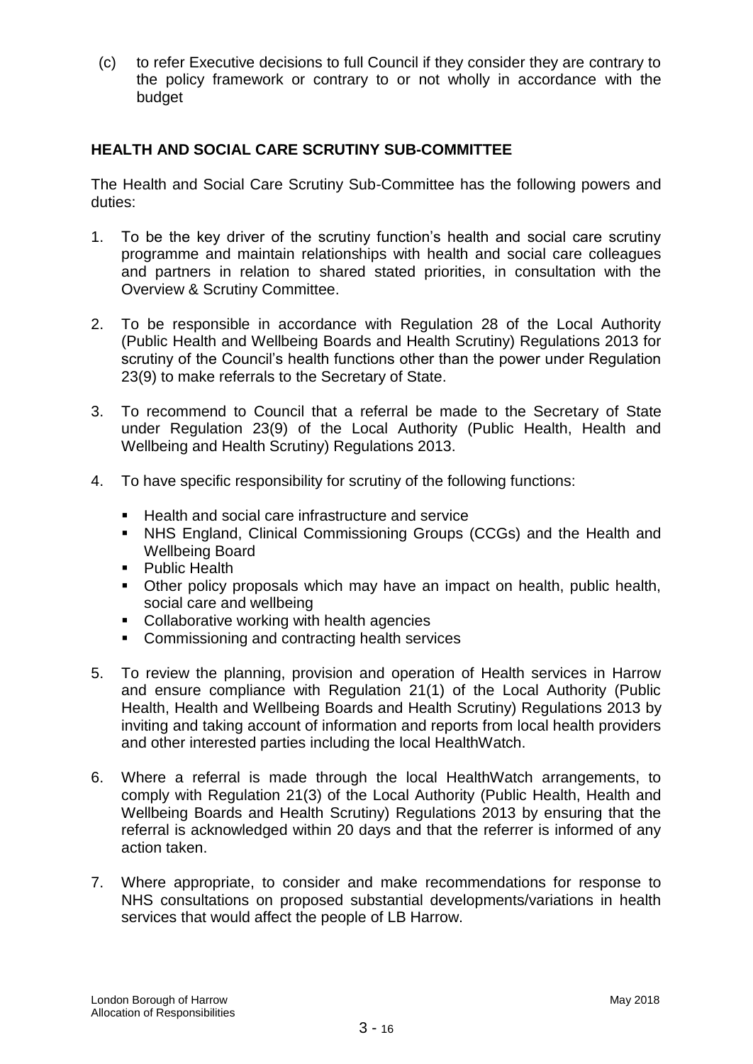(c) to refer Executive decisions to full Council if they consider they are contrary to the policy framework or contrary to or not wholly in accordance with the budget

**HEALTH AND SOCIAL CARE SCRUTINY SUB-COMMITTEE**

The Health and Social Care Scrutiny Sub-Committee has the following powers and duties:

1. To be the key driver of the scrutiny function's health and social care scrutiny programme and maintain relationships with health and social care colleagues and partners in relation to shared stated priorities, in consultation with the Overview & Scrutiny Committee.

2. To be responsible in accordance with Regulation 28 of the Local Authority (Public Health and Wellbeing Boards and Health Scrutiny) Regulations 2013 for scrutiny of the Council's health functions other than the power under Regulation 23(9) to make referrals to the Secretary of State.

3. To recommend to Council that a referral be made to the Secretary of State under Regulation 23(9) of the Local Authority (Public Health, Health and Wellbeing and Health Scrutiny) Regulations 2013.

4. To have specific responsibility for scrutiny of the following functions:

   - Health and social care infrastructure and service
   - NHS England, Clinical Commissioning Groups (CCGs) and the Health and Wellbeing Board
   - Public Health
   - Other policy proposals which may have an impact on health, public health, social care and wellbeing
   - Collaborative working with health agencies
   - Commissioning and contracting health services

5. To review the planning, provision and operation of Health services in Harrow and ensure compliance with Regulation 21(1) of the Local Authority (Public Health, Health and Wellbeing Boards and Health Scrutiny) Regulations 2013 by inviting and taking account of information and reports from local health providers and other interested parties including the local HealthWatch.

6. Where a referral is made through the local HealthWatch arrangements, to comply with Regulation 21(3) of the Local Authority (Public Health, Health and Wellbeing Boards and Health Scrutiny) Regulations 2013 by ensuring that the referral is acknowledged within 20 days and that the referrer is informed of any action taken.

7. Where appropriate, to consider and make recommendations for response to NHS consultations on proposed substantial developments/variations in health services that would affect the people of LB Harrow.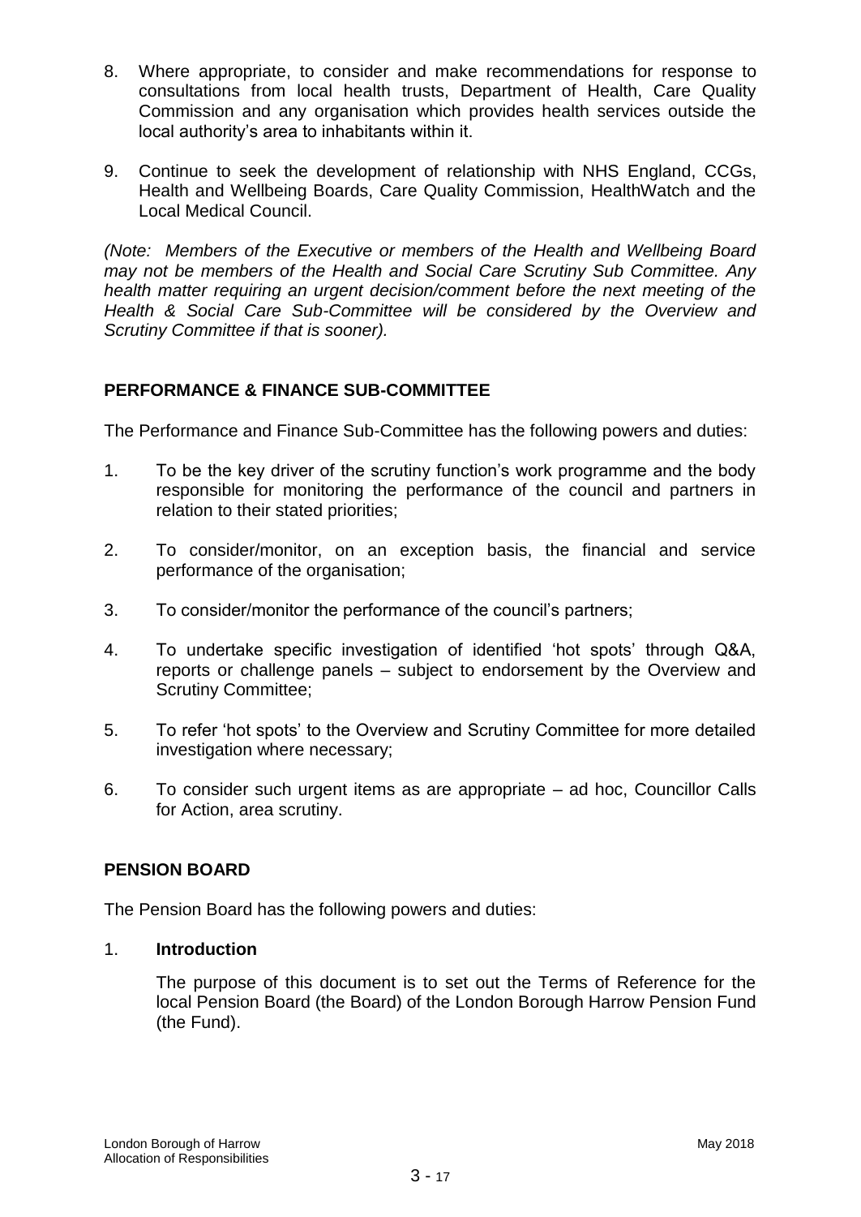8. Where appropriate, to consider and make recommendations for response to consultations from local health trusts, Department of Health, Care Quality Commission and any organisation which provides health services outside the local authority's area to inhabitants within it.

9. Continue to seek the development of relationship with NHS England, CCGs, Health and Wellbeing Boards, Care Quality Commission, HealthWatch and the Local Medical Council.

*(Note: Members of the Executive or members of the Health and Wellbeing Board may not be members of the Health and Social Care Scrutiny Sub Committee. Any health matter requiring an urgent decision/comment before the next meeting of the Health & Social Care Sub-Committee will be considered by the Overview and Scrutiny Committee if that is sooner).*

## PERFORMANCE & FINANCE SUB-COMMITTEE

The Performance and Finance Sub-Committee has the following powers and duties:

1. To be the key driver of the scrutiny function's work programme and the body responsible for monitoring the performance of the council and partners in relation to their stated priorities;

2. To consider/monitor, on an exception basis, the financial and service performance of the organisation;

3. To consider/monitor the performance of the council's partners;

4. To undertake specific investigation of identified 'hot spots' through Q&A, reports or challenge panels – subject to endorsement by the Overview and Scrutiny Committee;

5. To refer 'hot spots' to the Overview and Scrutiny Committee for more detailed investigation where necessary;

6. To consider such urgent items as are appropriate – ad hoc, Councillor Calls for Action, area scrutiny.

## PENSION BOARD

The Pension Board has the following powers and duties:

1. **Introduction**

   The purpose of this document is to set out the Terms of Reference for the local Pension Board (the Board) of the London Borough Harrow Pension Fund (the Fund).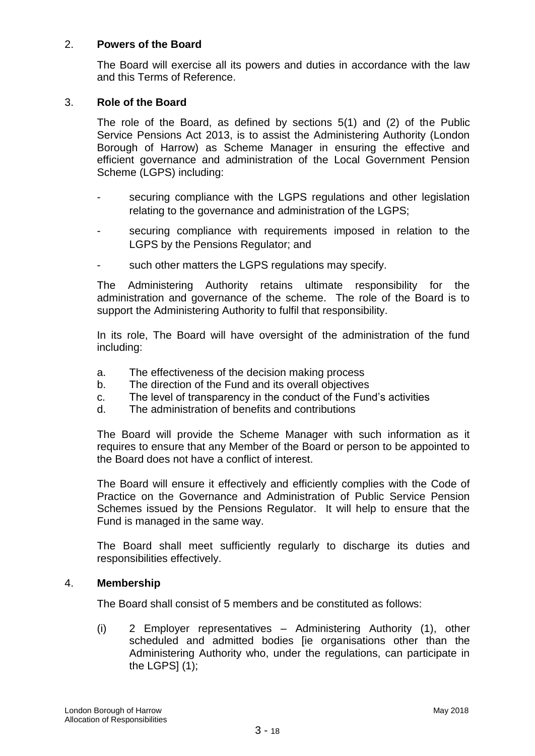## 2. **Powers of the Board**

The Board will exercise all its powers and duties in accordance with the law and this Terms of Reference.

## 3. **Role of the Board**

The role of the Board, as defined by sections 5(1) and (2) of the Public Service Pensions Act 2013, is to assist the Administering Authority (London Borough of Harrow) as Scheme Manager in ensuring the effective and efficient governance and administration of the Local Government Pension Scheme (LGPS) including:

- securing compliance with the LGPS regulations and other legislation relating to the governance and administration of the LGPS;
- securing compliance with requirements imposed in relation to the LGPS by the Pensions Regulator; and
- such other matters the LGPS regulations may specify.

The Administering Authority retains ultimate responsibility for the administration and governance of the scheme. The role of the Board is to support the Administering Authority to fulfil that responsibility.

In its role, The Board will have oversight of the administration of the fund including:

a. The effectiveness of the decision making process
b. The direction of the Fund and its overall objectives
c. The level of transparency in the conduct of the Fund's activities
d. The administration of benefits and contributions

The Board will provide the Scheme Manager with such information as it requires to ensure that any Member of the Board or person to be appointed to the Board does not have a conflict of interest.

The Board will ensure it effectively and efficiently complies with the Code of Practice on the Governance and Administration of Public Service Pension Schemes issued by the Pensions Regulator. It will help to ensure that the Fund is managed in the same way.

The Board shall meet sufficiently regularly to discharge its duties and responsibilities effectively.

## 4. **Membership**

The Board shall consist of 5 members and be constituted as follows:

(i) 2 Employer representatives – Administering Authority (1), other scheduled and admitted bodies [ie organisations other than the Administering Authority who, under the regulations, can participate in the LGPS] (1);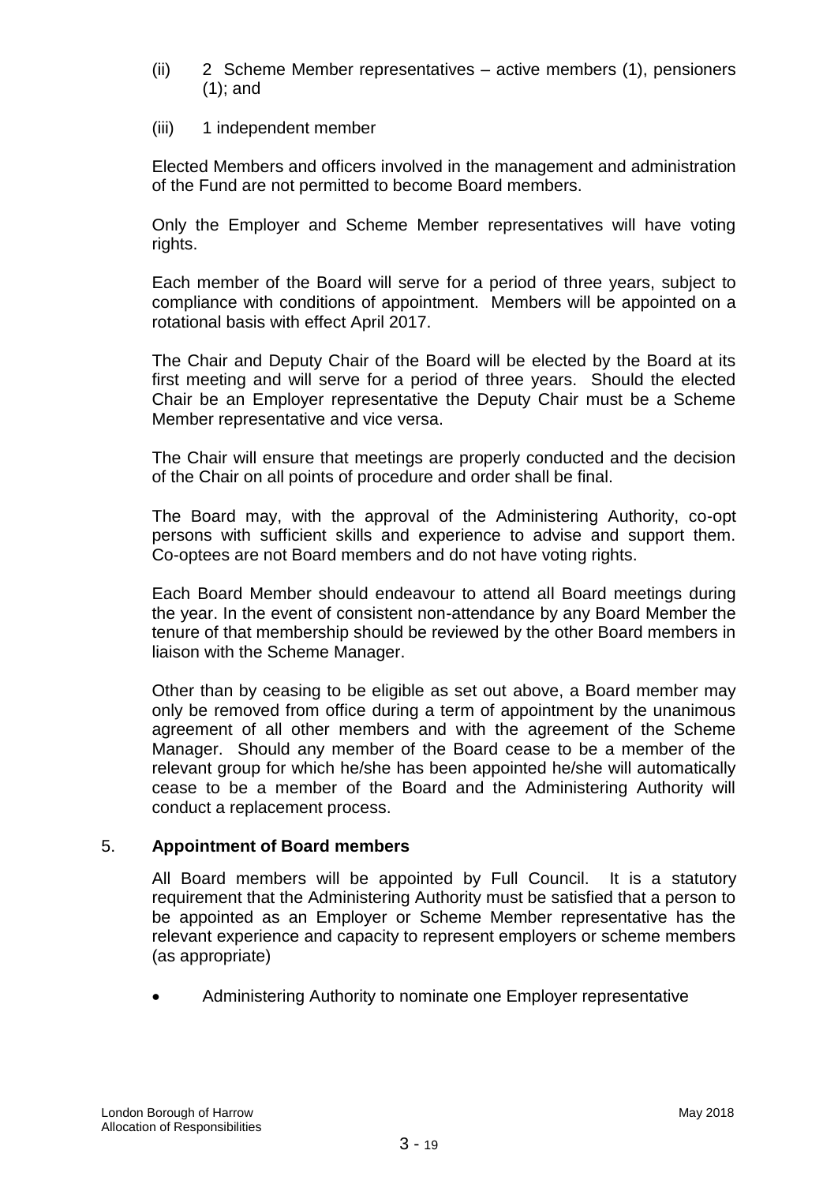(ii) 2 Scheme Member representatives – active members (1), pensioners (1); and

(iii) 1 independent member

Elected Members and officers involved in the management and administration of the Fund are not permitted to become Board members.

Only the Employer and Scheme Member representatives will have voting rights.

Each member of the Board will serve for a period of three years, subject to compliance with conditions of appointment. Members will be appointed on a rotational basis with effect April 2017.

The Chair and Deputy Chair of the Board will be elected by the Board at its first meeting and will serve for a period of three years. Should the elected Chair be an Employer representative the Deputy Chair must be a Scheme Member representative and vice versa.

The Chair will ensure that meetings are properly conducted and the decision of the Chair on all points of procedure and order shall be final.

The Board may, with the approval of the Administering Authority, co-opt persons with sufficient skills and experience to advise and support them. Co-optees are not Board members and do not have voting rights.

Each Board Member should endeavour to attend all Board meetings during the year. In the event of consistent non-attendance by any Board Member the tenure of that membership should be reviewed by the other Board members in liaison with the Scheme Manager.

Other than by ceasing to be eligible as set out above, a Board member may only be removed from office during a term of appointment by the unanimous agreement of all other members and with the agreement of the Scheme Manager. Should any member of the Board cease to be a member of the relevant group for which he/she has been appointed he/she will automatically cease to be a member of the Board and the Administering Authority will conduct a replacement process.

## 5. Appointment of Board members

All Board members will be appointed by Full Council. It is a statutory requirement that the Administering Authority must be satisfied that a person to be appointed as an Employer or Scheme Member representative has the relevant experience and capacity to represent employers or scheme members (as appropriate)

- Administering Authority to nominate one Employer representative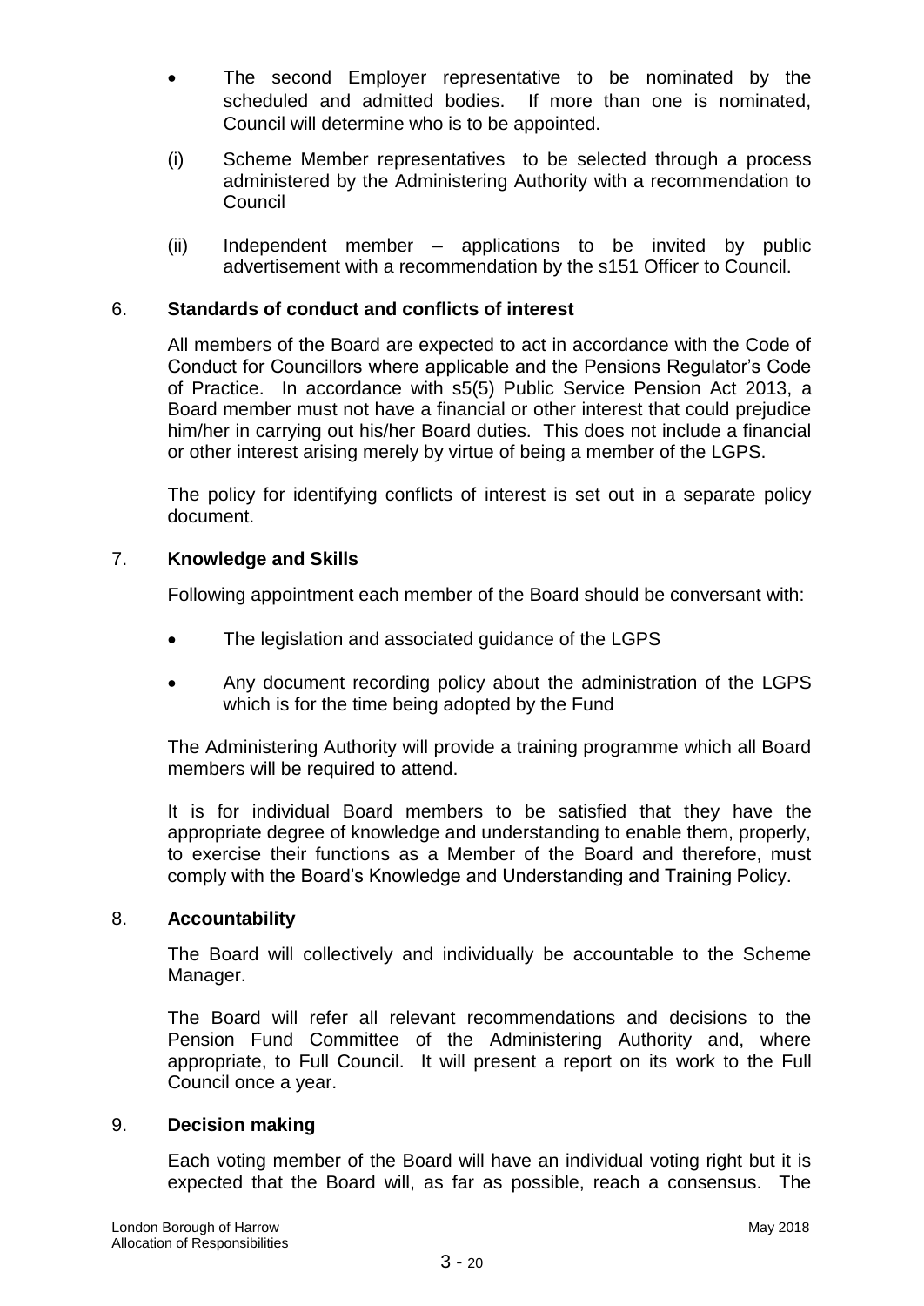- The second Employer representative to be nominated by the scheduled and admitted bodies. If more than one is nominated, Council will determine who is to be appointed.

(i) Scheme Member representatives to be selected through a process administered by the Administering Authority with a recommendation to Council

(ii) Independent member – applications to be invited by public advertisement with a recommendation by the s151 Officer to Council.

## 6. Standards of conduct and conflicts of interest

All members of the Board are expected to act in accordance with the Code of Conduct for Councillors where applicable and the Pensions Regulator's Code of Practice. In accordance with s5(5) Public Service Pension Act 2013, a Board member must not have a financial or other interest that could prejudice him/her in carrying out his/her Board duties. This does not include a financial or other interest arising merely by virtue of being a member of the LGPS.

The policy for identifying conflicts of interest is set out in a separate policy document.

## 7. Knowledge and Skills

Following appointment each member of the Board should be conversant with:

- The legislation and associated guidance of the LGPS
- Any document recording policy about the administration of the LGPS which is for the time being adopted by the Fund

The Administering Authority will provide a training programme which all Board members will be required to attend.

It is for individual Board members to be satisfied that they have the appropriate degree of knowledge and understanding to enable them, properly, to exercise their functions as a Member of the Board and therefore, must comply with the Board's Knowledge and Understanding and Training Policy.

## 8. Accountability

The Board will collectively and individually be accountable to the Scheme Manager.

The Board will refer all relevant recommendations and decisions to the Pension Fund Committee of the Administering Authority and, where appropriate, to Full Council. It will present a report on its work to the Full Council once a year.

## 9. Decision making

Each voting member of the Board will have an individual voting right but it is expected that the Board will, as far as possible, reach a consensus. The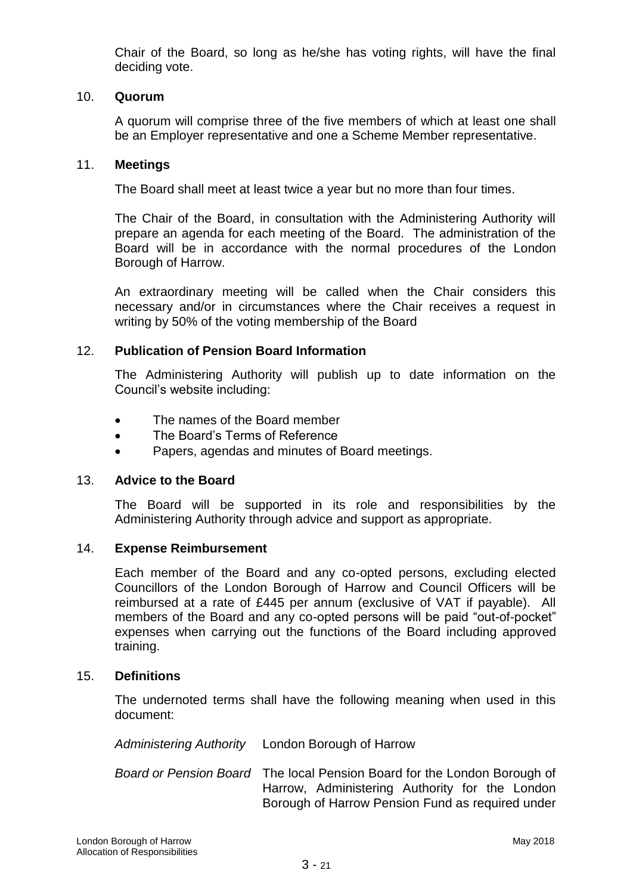Chair of the Board, so long as he/she has voting rights, will have the final deciding vote.

## 10. Quorum

A quorum will comprise three of the five members of which at least one shall be an Employer representative and one a Scheme Member representative.

## 11. Meetings

The Board shall meet at least twice a year but no more than four times.

The Chair of the Board, in consultation with the Administering Authority will prepare an agenda for each meeting of the Board. The administration of the Board will be in accordance with the normal procedures of the London Borough of Harrow.

An extraordinary meeting will be called when the Chair considers this necessary and/or in circumstances where the Chair receives a request in writing by 50% of the voting membership of the Board

## 12. Publication of Pension Board Information

The Administering Authority will publish up to date information on the Council's website including:

- The names of the Board member
- The Board's Terms of Reference
- Papers, agendas and minutes of Board meetings.

## 13. Advice to the Board

The Board will be supported in its role and responsibilities by the Administering Authority through advice and support as appropriate.

## 14. Expense Reimbursement

Each member of the Board and any co-opted persons, excluding elected Councillors of the London Borough of Harrow and Council Officers will be reimbursed at a rate of £445 per annum (exclusive of VAT if payable). All members of the Board and any co-opted persons will be paid "out-of-pocket" expenses when carrying out the functions of the Board including approved training.

## 15. Definitions

The undernoted terms shall have the following meaning when used in this document:

*Administering Authority* London Borough of Harrow

*Board or Pension Board* The local Pension Board for the London Borough of Harrow, Administering Authority for the London Borough of Harrow Pension Fund as required under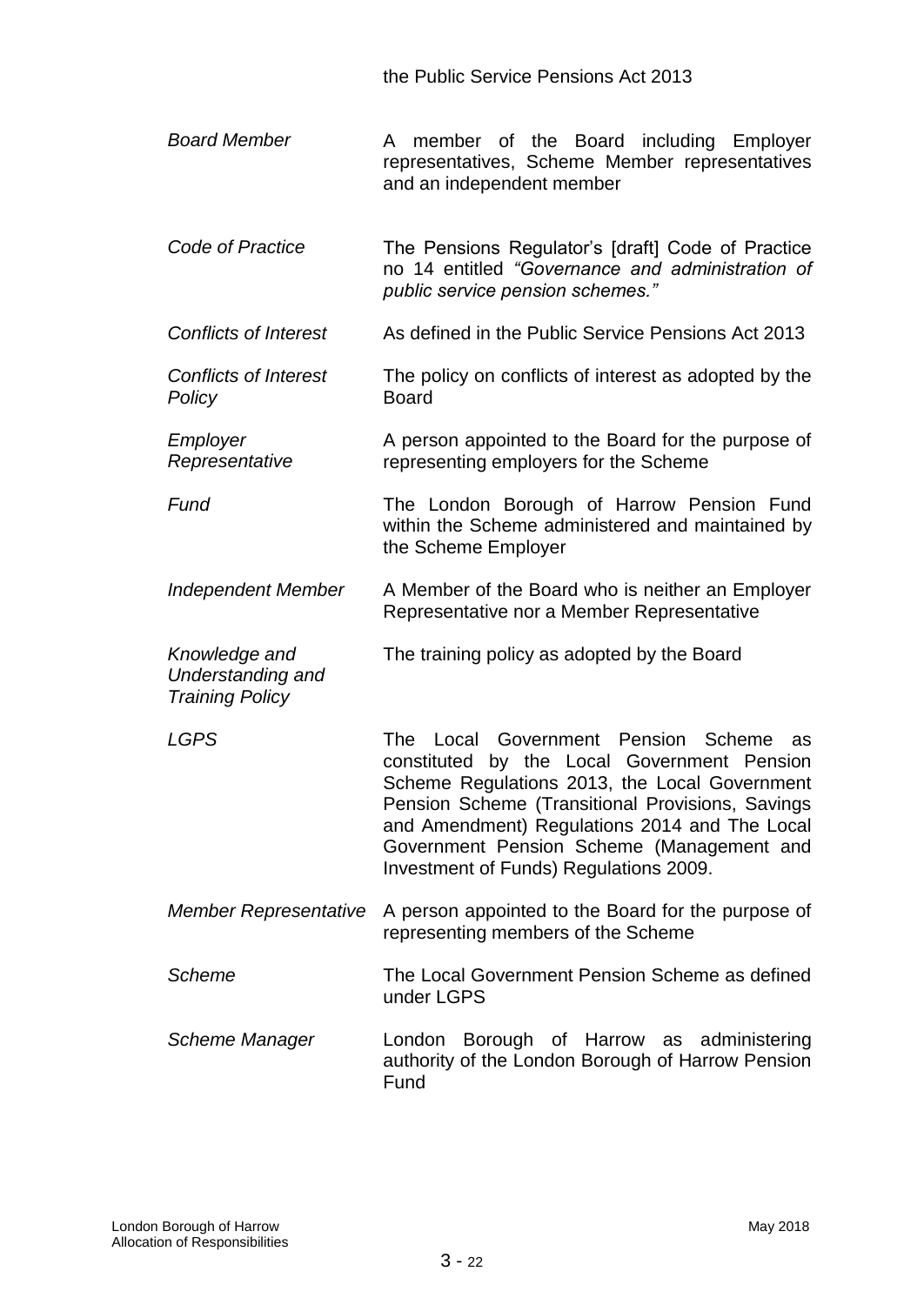the Public Service Pensions Act 2013

| | |
|---|---|
| *Board Member* | A member of the Board including Employer representatives, Scheme Member representatives and an independent member |
| *Code of Practice* | The Pensions Regulator's [draft] Code of Practice no 14 entitled *"Governance and administration of public service pension schemes."* |
| *Conflicts of Interest* | As defined in the Public Service Pensions Act 2013 |
| *Conflicts of Interest Policy* | The policy on conflicts of interest as adopted by the Board |
| *Employer Representative* | A person appointed to the Board for the purpose of representing employers for the Scheme |
| *Fund* | The London Borough of Harrow Pension Fund within the Scheme administered and maintained by the Scheme Employer |
| *Independent Member* | A Member of the Board who is neither an Employer Representative nor a Member Representative |
| *Knowledge and Understanding and Training Policy* | The training policy as adopted by the Board |
| *LGPS* | The Local Government Pension Scheme as constituted by the Local Government Pension Scheme Regulations 2013, the Local Government Pension Scheme (Transitional Provisions, Savings and Amendment) Regulations 2014 and The Local Government Pension Scheme (Management and Investment of Funds) Regulations 2009. |
| *Member Representative* | A person appointed to the Board for the purpose of representing members of the Scheme |
| *Scheme* | The Local Government Pension Scheme as defined under LGPS |
| *Scheme Manager* | London Borough of Harrow as administering authority of the London Borough of Harrow Pension Fund |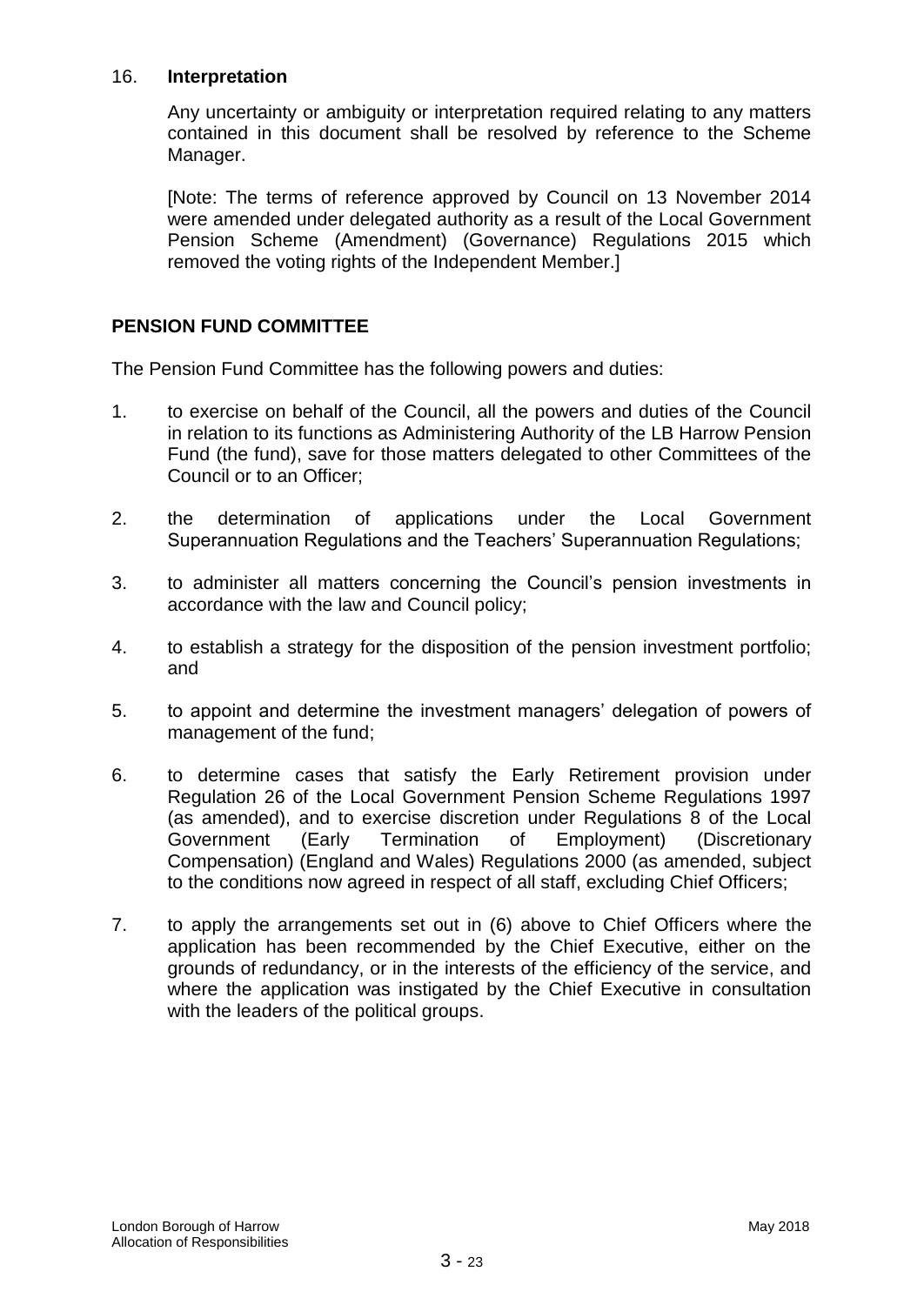16. **Interpretation**

Any uncertainty or ambiguity or interpretation required relating to any matters contained in this document shall be resolved by reference to the Scheme Manager.

[Note: The terms of reference approved by Council on 13 November 2014 were amended under delegated authority as a result of the Local Government Pension Scheme (Amendment) (Governance) Regulations 2015 which removed the voting rights of the Independent Member.]

## PENSION FUND COMMITTEE

The Pension Fund Committee has the following powers and duties:

1. to exercise on behalf of the Council, all the powers and duties of the Council in relation to its functions as Administering Authority of the LB Harrow Pension Fund (the fund), save for those matters delegated to other Committees of the Council or to an Officer;

2. the determination of applications under the Local Government Superannuation Regulations and the Teachers' Superannuation Regulations;

3. to administer all matters concerning the Council's pension investments in accordance with the law and Council policy;

4. to establish a strategy for the disposition of the pension investment portfolio; and

5. to appoint and determine the investment managers' delegation of powers of management of the fund;

6. to determine cases that satisfy the Early Retirement provision under Regulation 26 of the Local Government Pension Scheme Regulations 1997 (as amended), and to exercise discretion under Regulations 8 of the Local Government (Early Termination of Employment) (Discretionary Compensation) (England and Wales) Regulations 2000 (as amended, subject to the conditions now agreed in respect of all staff, excluding Chief Officers;

7. to apply the arrangements set out in (6) above to Chief Officers where the application has been recommended by the Chief Executive, either on the grounds of redundancy, or in the interests of the efficiency of the service, and where the application was instigated by the Chief Executive in consultation with the leaders of the political groups.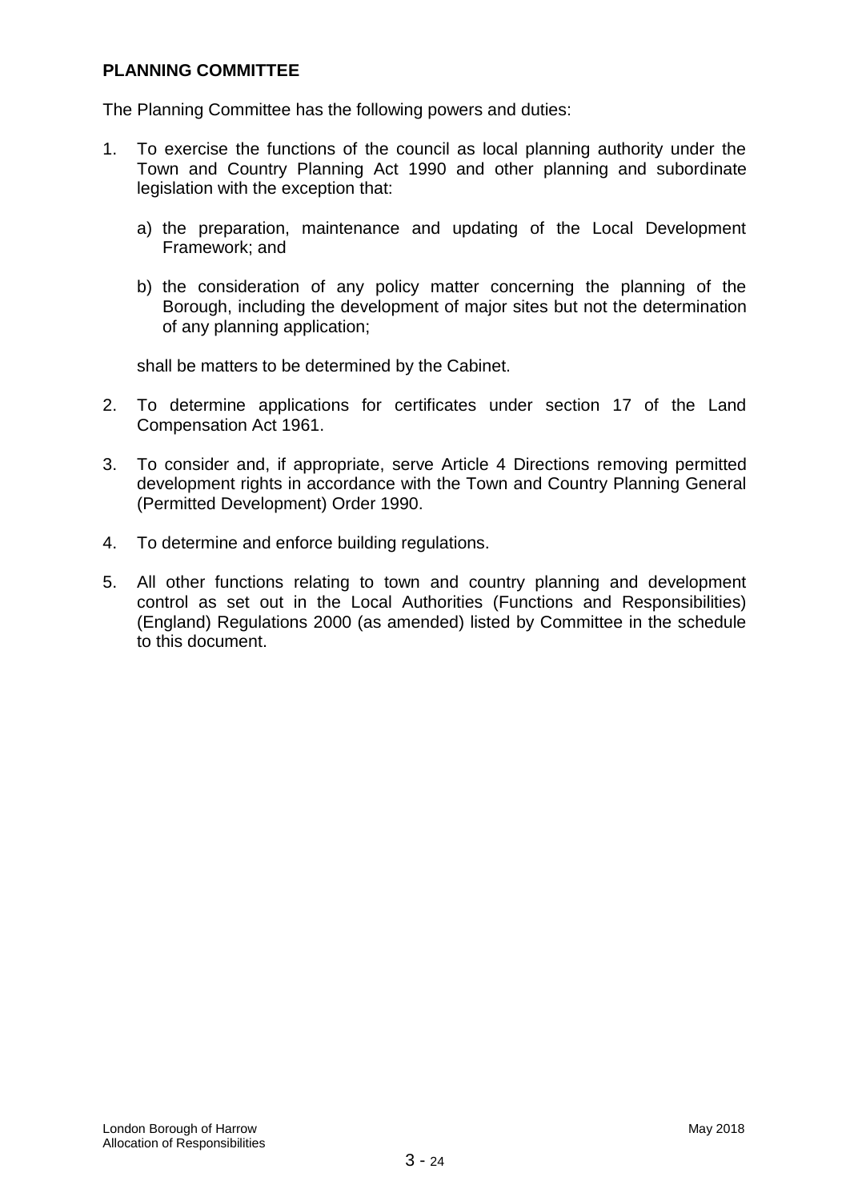**PLANNING COMMITTEE**

The Planning Committee has the following powers and duties:

1. To exercise the functions of the council as local planning authority under the Town and Country Planning Act 1990 and other planning and subordinate legislation with the exception that:

   a) the preparation, maintenance and updating of the Local Development Framework; and

   b) the consideration of any policy matter concerning the planning of the Borough, including the development of major sites but not the determination of any planning application;

   shall be matters to be determined by the Cabinet.

2. To determine applications for certificates under section 17 of the Land Compensation Act 1961.

3. To consider and, if appropriate, serve Article 4 Directions removing permitted development rights in accordance with the Town and Country Planning General (Permitted Development) Order 1990.

4. To determine and enforce building regulations.

5. All other functions relating to town and country planning and development control as set out in the Local Authorities (Functions and Responsibilities) (England) Regulations 2000 (as amended) listed by Committee in the schedule to this document.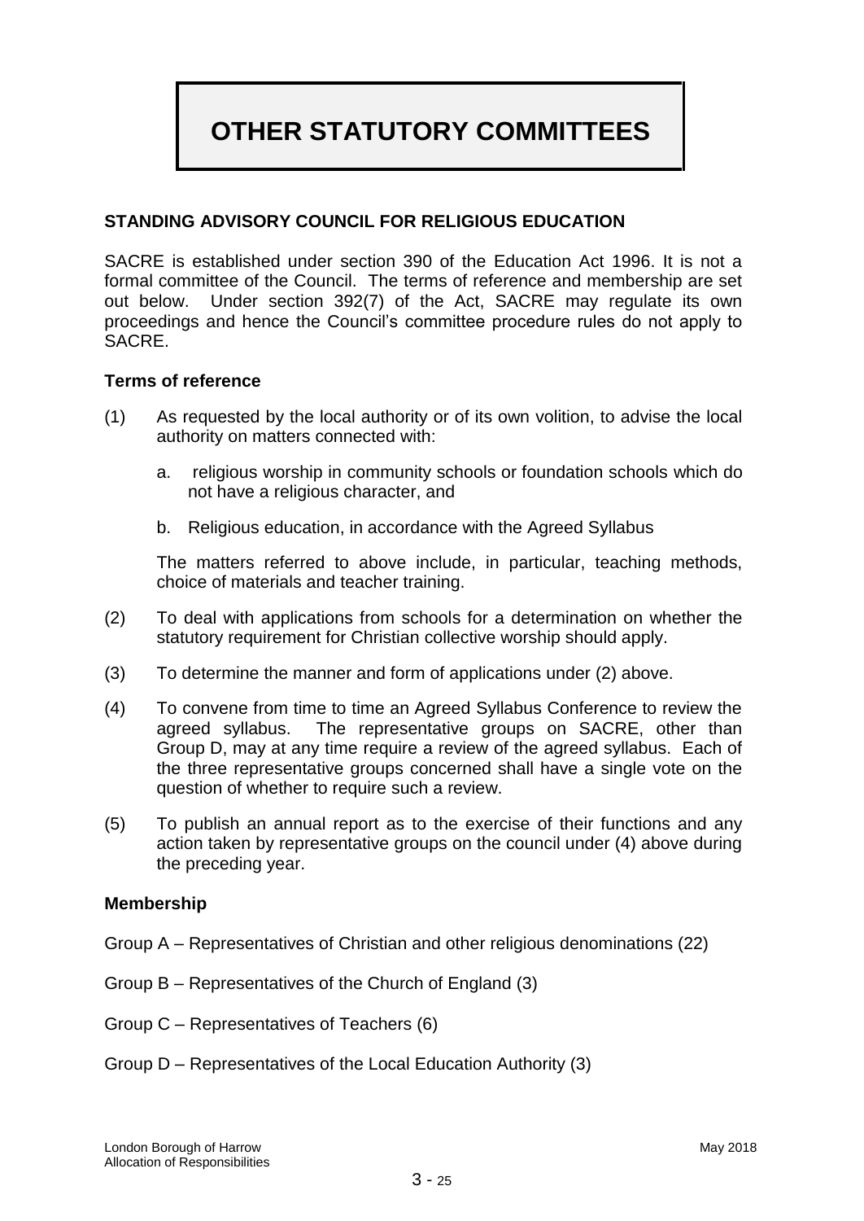# OTHER STATUTORY COMMITTEES

## STANDING ADVISORY COUNCIL FOR RELIGIOUS EDUCATION

SACRE is established under section 390 of the Education Act 1996. It is not a formal committee of the Council. The terms of reference and membership are set out below. Under section 392(7) of the Act, SACRE may regulate its own proceedings and hence the Council's committee procedure rules do not apply to SACRE.

### Terms of reference

(1) As requested by the local authority or of its own volition, to advise the local authority on matters connected with:

  a. religious worship in community schools or foundation schools which do not have a religious character, and

  b. Religious education, in accordance with the Agreed Syllabus

  The matters referred to above include, in particular, teaching methods, choice of materials and teacher training.

(2) To deal with applications from schools for a determination on whether the statutory requirement for Christian collective worship should apply.

(3) To determine the manner and form of applications under (2) above.

(4) To convene from time to time an Agreed Syllabus Conference to review the agreed syllabus. The representative groups on SACRE, other than Group D, may at any time require a review of the agreed syllabus. Each of the three representative groups concerned shall have a single vote on the question of whether to require such a review.

(5) To publish an annual report as to the exercise of their functions and any action taken by representative groups on the council under (4) above during the preceding year.

### Membership

Group A – Representatives of Christian and other religious denominations (22)

Group B – Representatives of the Church of England (3)

Group C – Representatives of Teachers (6)

Group D – Representatives of the Local Education Authority (3)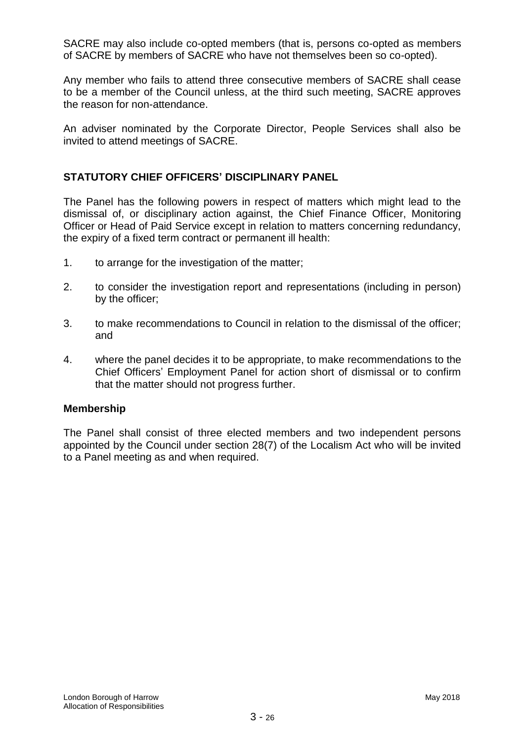SACRE may also include co-opted members (that is, persons co-opted as members of SACRE by members of SACRE who have not themselves been so co-opted).

Any member who fails to attend three consecutive members of SACRE shall cease to be a member of the Council unless, at the third such meeting, SACRE approves the reason for non-attendance.

An adviser nominated by the Corporate Director, People Services shall also be invited to attend meetings of SACRE.

## STATUTORY CHIEF OFFICERS' DISCIPLINARY PANEL

The Panel has the following powers in respect of matters which might lead to the dismissal of, or disciplinary action against, the Chief Finance Officer, Monitoring Officer or Head of Paid Service except in relation to matters concerning redundancy, the expiry of a fixed term contract or permanent ill health:

1. to arrange for the investigation of the matter;
2. to consider the investigation report and representations (including in person) by the officer;
3. to make recommendations to Council in relation to the dismissal of the officer; and
4. where the panel decides it to be appropriate, to make recommendations to the Chief Officers' Employment Panel for action short of dismissal or to confirm that the matter should not progress further.

### Membership

The Panel shall consist of three elected members and two independent persons appointed by the Council under section 28(7) of the Localism Act who will be invited to a Panel meeting as and when required.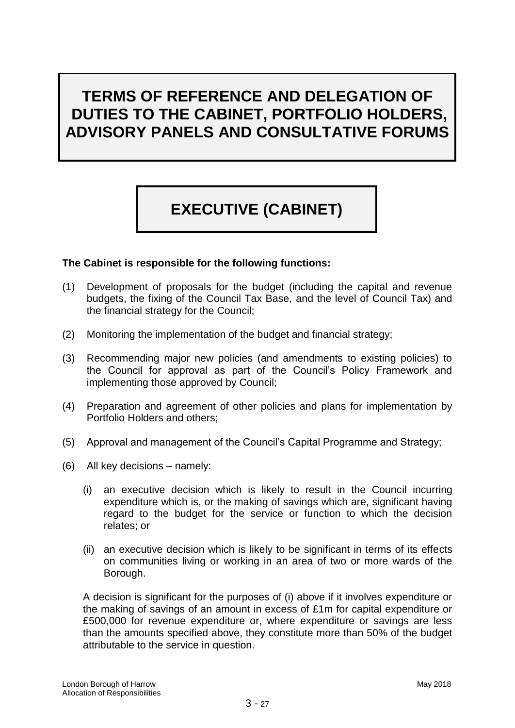# TERMS OF REFERENCE AND DELEGATION OF DUTIES TO THE CABINET, PORTFOLIO HOLDERS, ADVISORY PANELS AND CONSULTATIVE FORUMS

## EXECUTIVE (CABINET)

**The Cabinet is responsible for the following functions:**

(1) Development of proposals for the budget (including the capital and revenue budgets, the fixing of the Council Tax Base, and the level of Council Tax) and the financial strategy for the Council;

(2) Monitoring the implementation of the budget and financial strategy;

(3) Recommending major new policies (and amendments to existing policies) to the Council for approval as part of the Council's Policy Framework and implementing those approved by Council;

(4) Preparation and agreement of other policies and plans for implementation by Portfolio Holders and others;

(5) Approval and management of the Council's Capital Programme and Strategy;

(6) All key decisions – namely:

   (i) an executive decision which is likely to result in the Council incurring expenditure which is, or the making of savings which are, significant having regard to the budget for the service or function to which the decision relates; or

   (ii) an executive decision which is likely to be significant in terms of its effects on communities living or working in an area of two or more wards of the Borough.

   A decision is significant for the purposes of (i) above if it involves expenditure or the making of savings of an amount in excess of £1m for capital expenditure or £500,000 for revenue expenditure or, where expenditure or savings are less than the amounts specified above, they constitute more than 50% of the budget attributable to the service in question.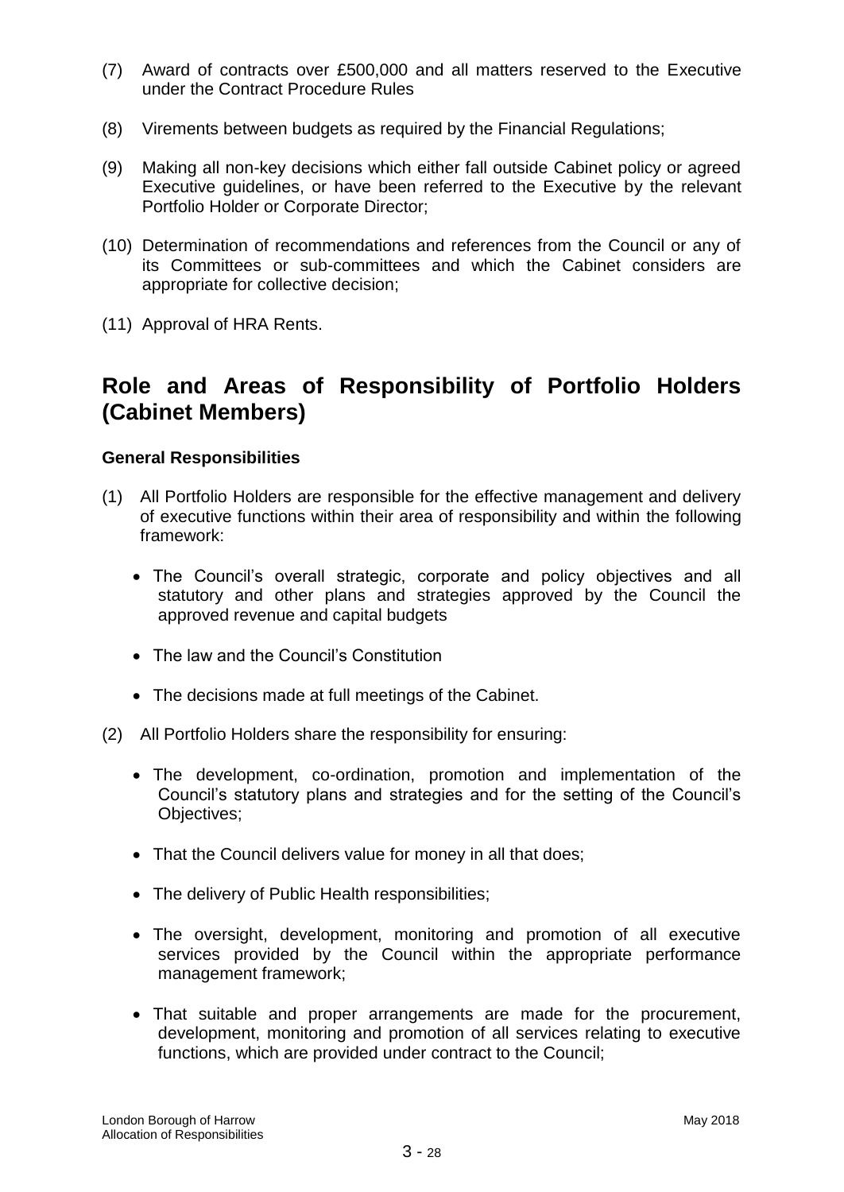(7) Award of contracts over £500,000 and all matters reserved to the Executive under the Contract Procedure Rules

(8) Virements between budgets as required by the Financial Regulations;

(9) Making all non-key decisions which either fall outside Cabinet policy or agreed Executive guidelines, or have been referred to the Executive by the relevant Portfolio Holder or Corporate Director;

(10) Determination of recommendations and references from the Council or any of its Committees or sub-committees and which the Cabinet considers are appropriate for collective decision;

(11) Approval of HRA Rents.

## Role and Areas of Responsibility of Portfolio Holders (Cabinet Members)

### General Responsibilities

(1) All Portfolio Holders are responsible for the effective management and delivery of executive functions within their area of responsibility and within the following framework:

- The Council's overall strategic, corporate and policy objectives and all statutory and other plans and strategies approved by the Council the approved revenue and capital budgets
- The law and the Council's Constitution
- The decisions made at full meetings of the Cabinet.

(2) All Portfolio Holders share the responsibility for ensuring:

- The development, co-ordination, promotion and implementation of the Council's statutory plans and strategies and for the setting of the Council's Objectives;
- That the Council delivers value for money in all that does;
- The delivery of Public Health responsibilities;
- The oversight, development, monitoring and promotion of all executive services provided by the Council within the appropriate performance management framework;
- That suitable and proper arrangements are made for the procurement, development, monitoring and promotion of all services relating to executive functions, which are provided under contract to the Council;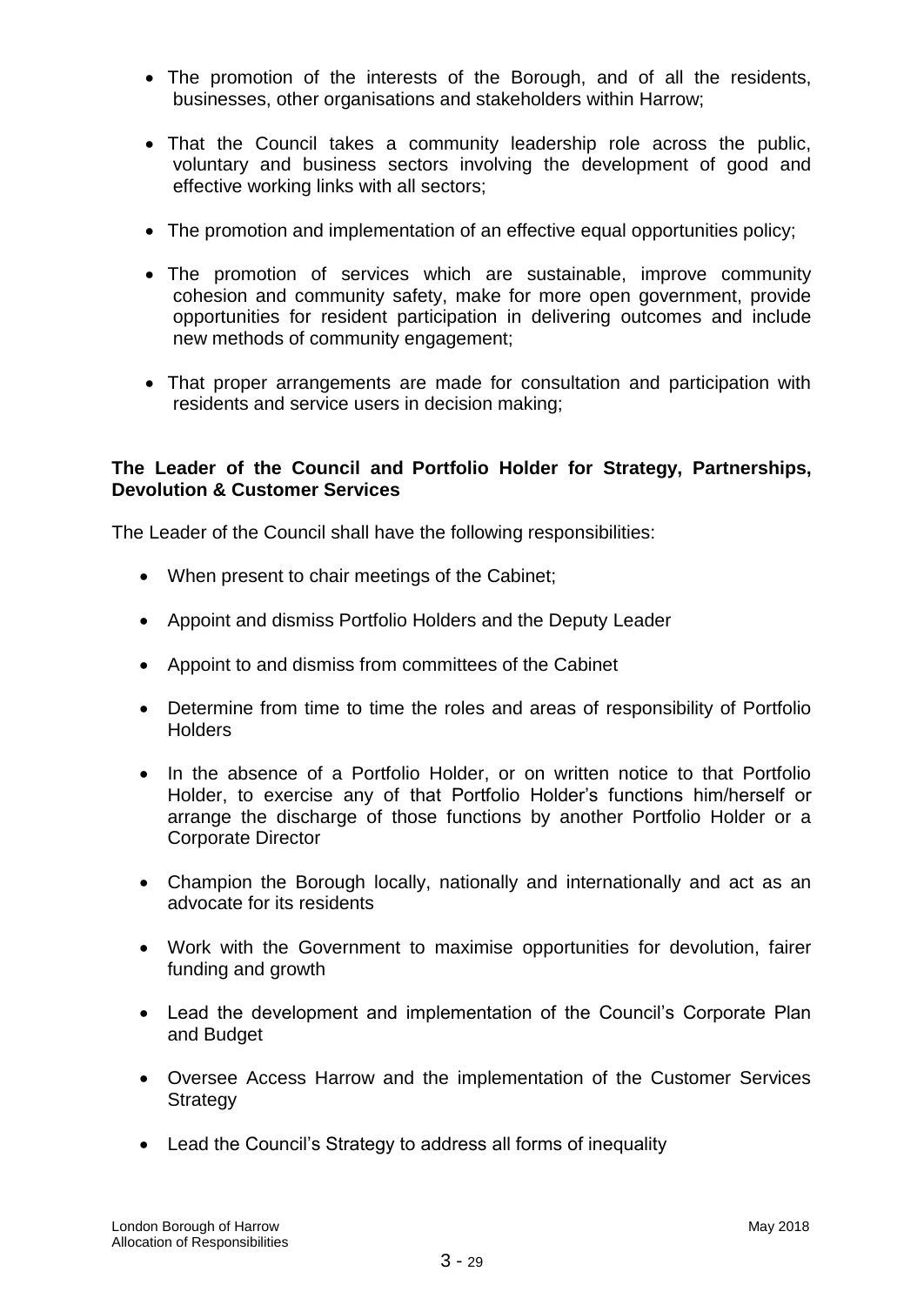- The promotion of the interests of the Borough, and of all the residents, businesses, other organisations and stakeholders within Harrow;

- That the Council takes a community leadership role across the public, voluntary and business sectors involving the development of good and effective working links with all sectors;

- The promotion and implementation of an effective equal opportunities policy;

- The promotion of services which are sustainable, improve community cohesion and community safety, make for more open government, provide opportunities for resident participation in delivering outcomes and include new methods of community engagement;

- That proper arrangements are made for consultation and participation with residents and service users in decision making;

**The Leader of the Council and Portfolio Holder for Strategy, Partnerships, Devolution & Customer Services**

The Leader of the Council shall have the following responsibilities:

- When present to chair meetings of the Cabinet;

- Appoint and dismiss Portfolio Holders and the Deputy Leader

- Appoint to and dismiss from committees of the Cabinet

- Determine from time to time the roles and areas of responsibility of Portfolio Holders

- In the absence of a Portfolio Holder, or on written notice to that Portfolio Holder, to exercise any of that Portfolio Holder's functions him/herself or arrange the discharge of those functions by another Portfolio Holder or a Corporate Director

- Champion the Borough locally, nationally and internationally and act as an advocate for its residents

- Work with the Government to maximise opportunities for devolution, fairer funding and growth

- Lead the development and implementation of the Council's Corporate Plan and Budget

- Oversee Access Harrow and the implementation of the Customer Services Strategy

- Lead the Council's Strategy to address all forms of inequality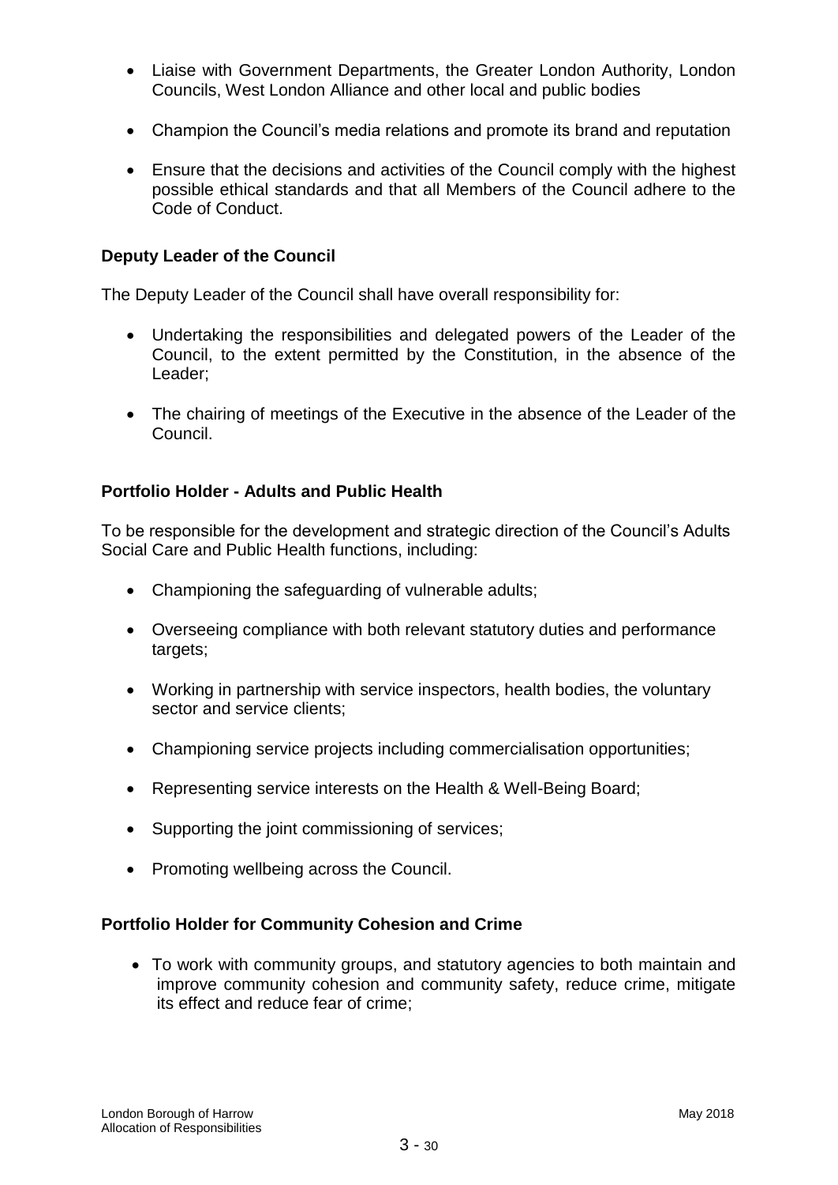- Liaise with Government Departments, the Greater London Authority, London Councils, West London Alliance and other local and public bodies

- Champion the Council's media relations and promote its brand and reputation

- Ensure that the decisions and activities of the Council comply with the highest possible ethical standards and that all Members of the Council adhere to the Code of Conduct.

**Deputy Leader of the Council**

The Deputy Leader of the Council shall have overall responsibility for:

- Undertaking the responsibilities and delegated powers of the Leader of the Council, to the extent permitted by the Constitution, in the absence of the Leader;

- The chairing of meetings of the Executive in the absence of the Leader of the Council.

**Portfolio Holder - Adults and Public Health**

To be responsible for the development and strategic direction of the Council's Adults Social Care and Public Health functions, including:

- Championing the safeguarding of vulnerable adults;

- Overseeing compliance with both relevant statutory duties and performance targets;

- Working in partnership with service inspectors, health bodies, the voluntary sector and service clients;

- Championing service projects including commercialisation opportunities;

- Representing service interests on the Health & Well-Being Board;

- Supporting the joint commissioning of services;

- Promoting wellbeing across the Council.

**Portfolio Holder for Community Cohesion and Crime**

- To work with community groups, and statutory agencies to both maintain and improve community cohesion and community safety, reduce crime, mitigate its effect and reduce fear of crime;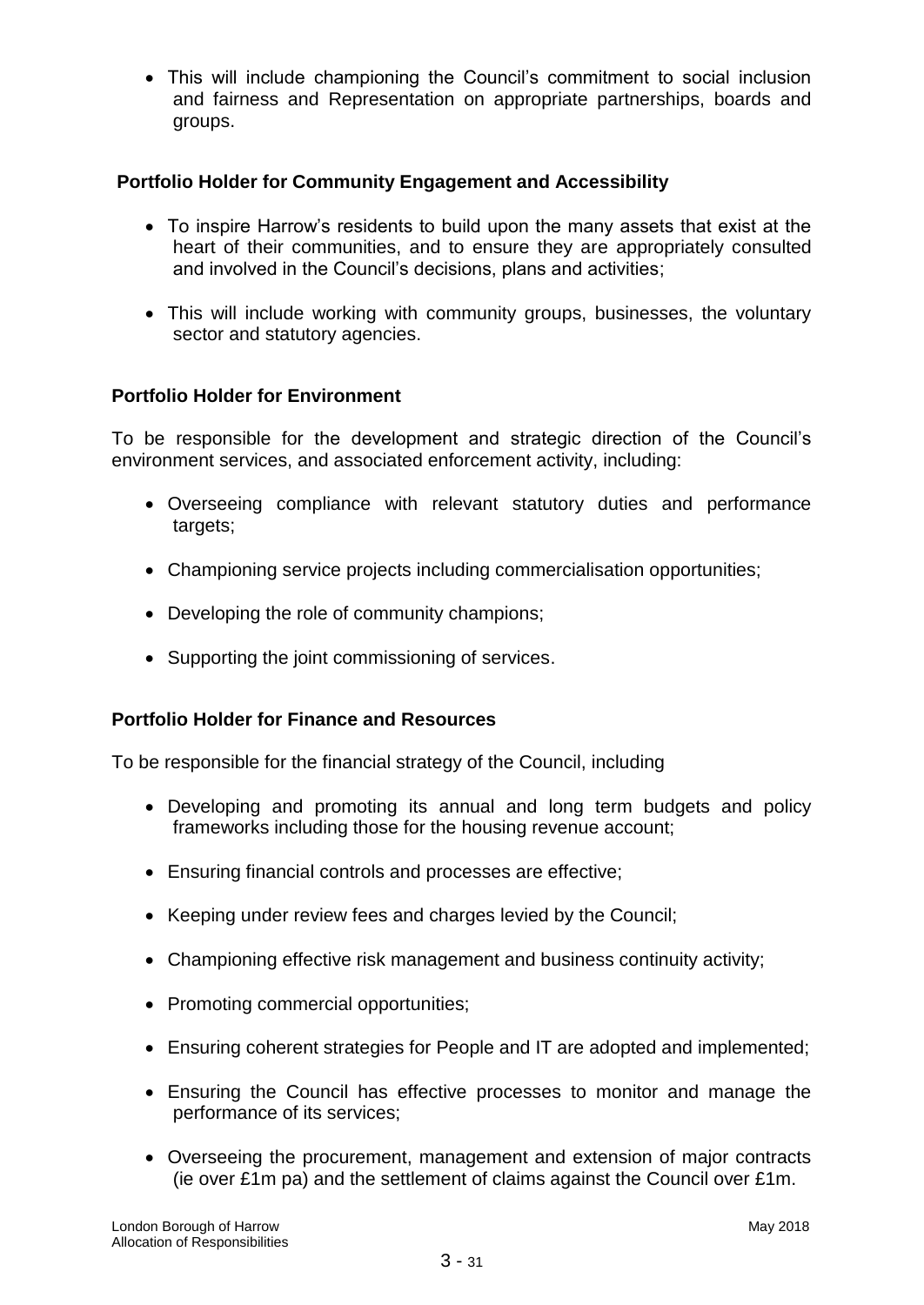- This will include championing the Council's commitment to social inclusion and fairness and Representation on appropriate partnerships, boards and groups.

**Portfolio Holder for Community Engagement and Accessibility**

- To inspire Harrow's residents to build upon the many assets that exist at the heart of their communities, and to ensure they are appropriately consulted and involved in the Council's decisions, plans and activities;

- This will include working with community groups, businesses, the voluntary sector and statutory agencies.

**Portfolio Holder for Environment**

To be responsible for the development and strategic direction of the Council's environment services, and associated enforcement activity, including:

- Overseeing compliance with relevant statutory duties and performance targets;

- Championing service projects including commercialisation opportunities;

- Developing the role of community champions;

- Supporting the joint commissioning of services.

**Portfolio Holder for Finance and Resources**

To be responsible for the financial strategy of the Council, including

- Developing and promoting its annual and long term budgets and policy frameworks including those for the housing revenue account;

- Ensuring financial controls and processes are effective;

- Keeping under review fees and charges levied by the Council;

- Championing effective risk management and business continuity activity;

- Promoting commercial opportunities;

- Ensuring coherent strategies for People and IT are adopted and implemented;

- Ensuring the Council has effective processes to monitor and manage the performance of its services;

- Overseeing the procurement, management and extension of major contracts (ie over £1m pa) and the settlement of claims against the Council over £1m.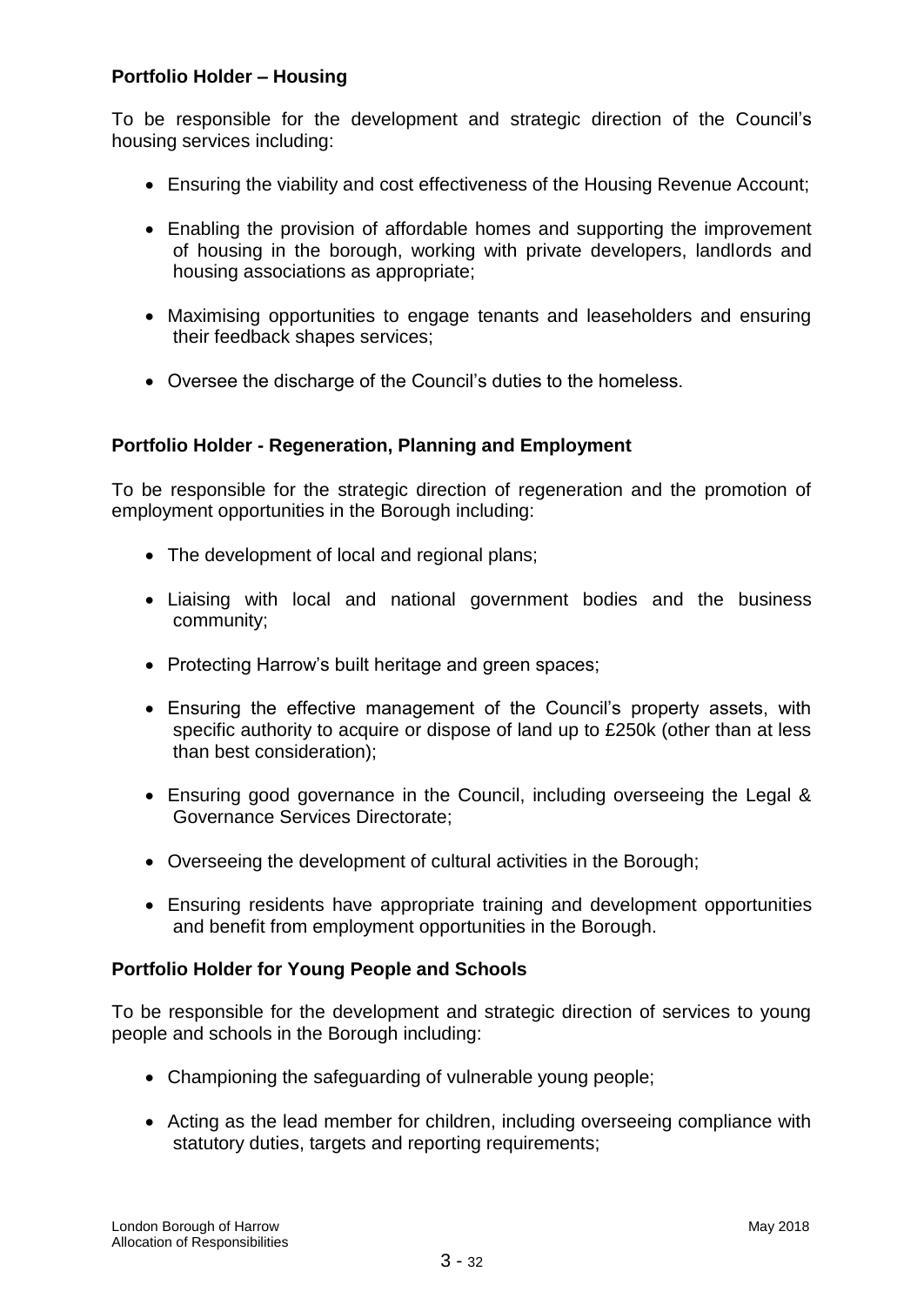**Portfolio Holder – Housing**

To be responsible for the development and strategic direction of the Council's housing services including:

- Ensuring the viability and cost effectiveness of the Housing Revenue Account;
- Enabling the provision of affordable homes and supporting the improvement of housing in the borough, working with private developers, landlords and housing associations as appropriate;
- Maximising opportunities to engage tenants and leaseholders and ensuring their feedback shapes services;
- Oversee the discharge of the Council's duties to the homeless.

**Portfolio Holder - Regeneration, Planning and Employment**

To be responsible for the strategic direction of regeneration and the promotion of employment opportunities in the Borough including:

- The development of local and regional plans;
- Liaising with local and national government bodies and the business community;
- Protecting Harrow's built heritage and green spaces;
- Ensuring the effective management of the Council's property assets, with specific authority to acquire or dispose of land up to £250k (other than at less than best consideration);
- Ensuring good governance in the Council, including overseeing the Legal & Governance Services Directorate;
- Overseeing the development of cultural activities in the Borough;
- Ensuring residents have appropriate training and development opportunities and benefit from employment opportunities in the Borough.

**Portfolio Holder for Young People and Schools**

To be responsible for the development and strategic direction of services to young people and schools in the Borough including:

- Championing the safeguarding of vulnerable young people;
- Acting as the lead member for children, including overseeing compliance with statutory duties, targets and reporting requirements;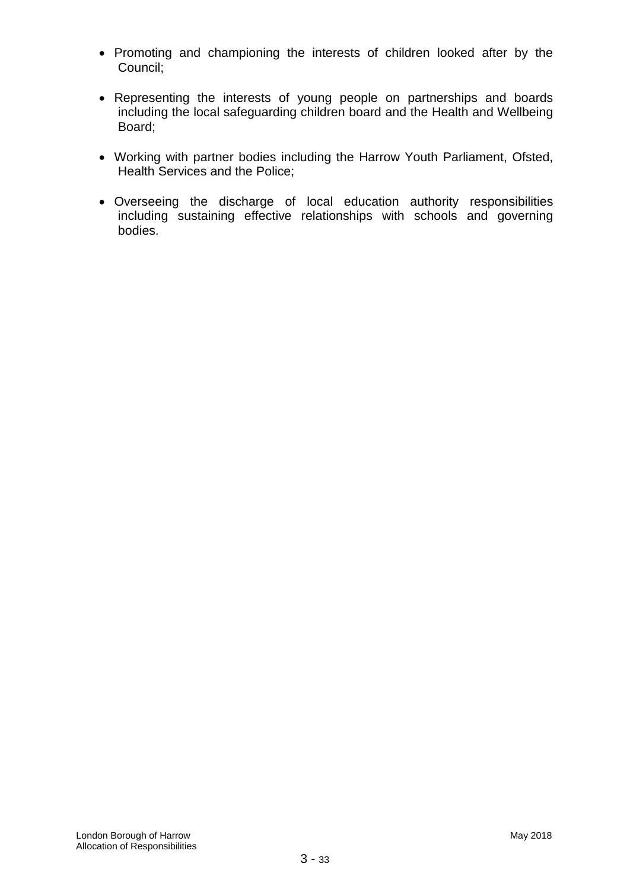- Promoting and championing the interests of children looked after by the Council;

- Representing the interests of young people on partnerships and boards including the local safeguarding children board and the Health and Wellbeing Board;

- Working with partner bodies including the Harrow Youth Parliament, Ofsted, Health Services and the Police;

- Overseeing the discharge of local education authority responsibilities including sustaining effective relationships with schools and governing bodies.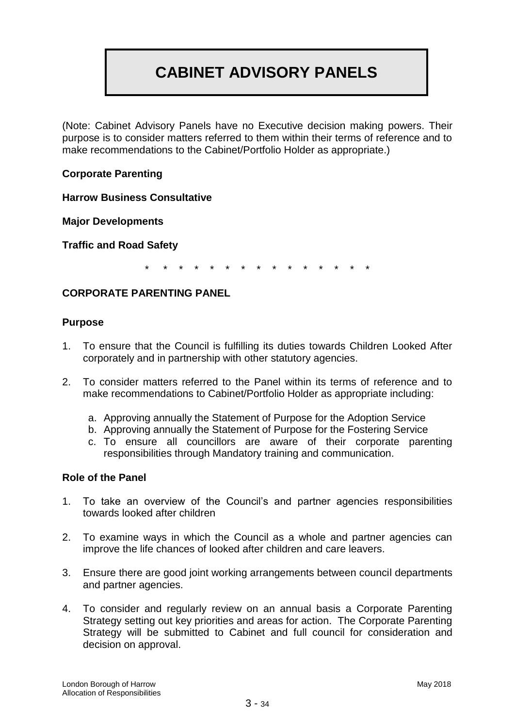# CABINET ADVISORY PANELS

(Note: Cabinet Advisory Panels have no Executive decision making powers. Their purpose is to consider matters referred to them within their terms of reference and to make recommendations to the Cabinet/Portfolio Holder as appropriate.)

**Corporate Parenting**

**Harrow Business Consultative**

**Major Developments**

**Traffic and Road Safety**

\* \* \* \* \* \* \* \* \* \* \* \* \* \* \* \*

## CORPORATE PARENTING PANEL

### Purpose

1. To ensure that the Council is fulfilling its duties towards Children Looked After corporately and in partnership with other statutory agencies.

2. To consider matters referred to the Panel within its terms of reference and to make recommendations to Cabinet/Portfolio Holder as appropriate including:

   a. Approving annually the Statement of Purpose for the Adoption Service
   b. Approving annually the Statement of Purpose for the Fostering Service
   c. To ensure all councillors are aware of their corporate parenting responsibilities through Mandatory training and communication.

### Role of the Panel

1. To take an overview of the Council's and partner agencies responsibilities towards looked after children

2. To examine ways in which the Council as a whole and partner agencies can improve the life chances of looked after children and care leavers.

3. Ensure there are good joint working arrangements between council departments and partner agencies.

4. To consider and regularly review on an annual basis a Corporate Parenting Strategy setting out key priorities and areas for action. The Corporate Parenting Strategy will be submitted to Cabinet and full council for consideration and decision on approval.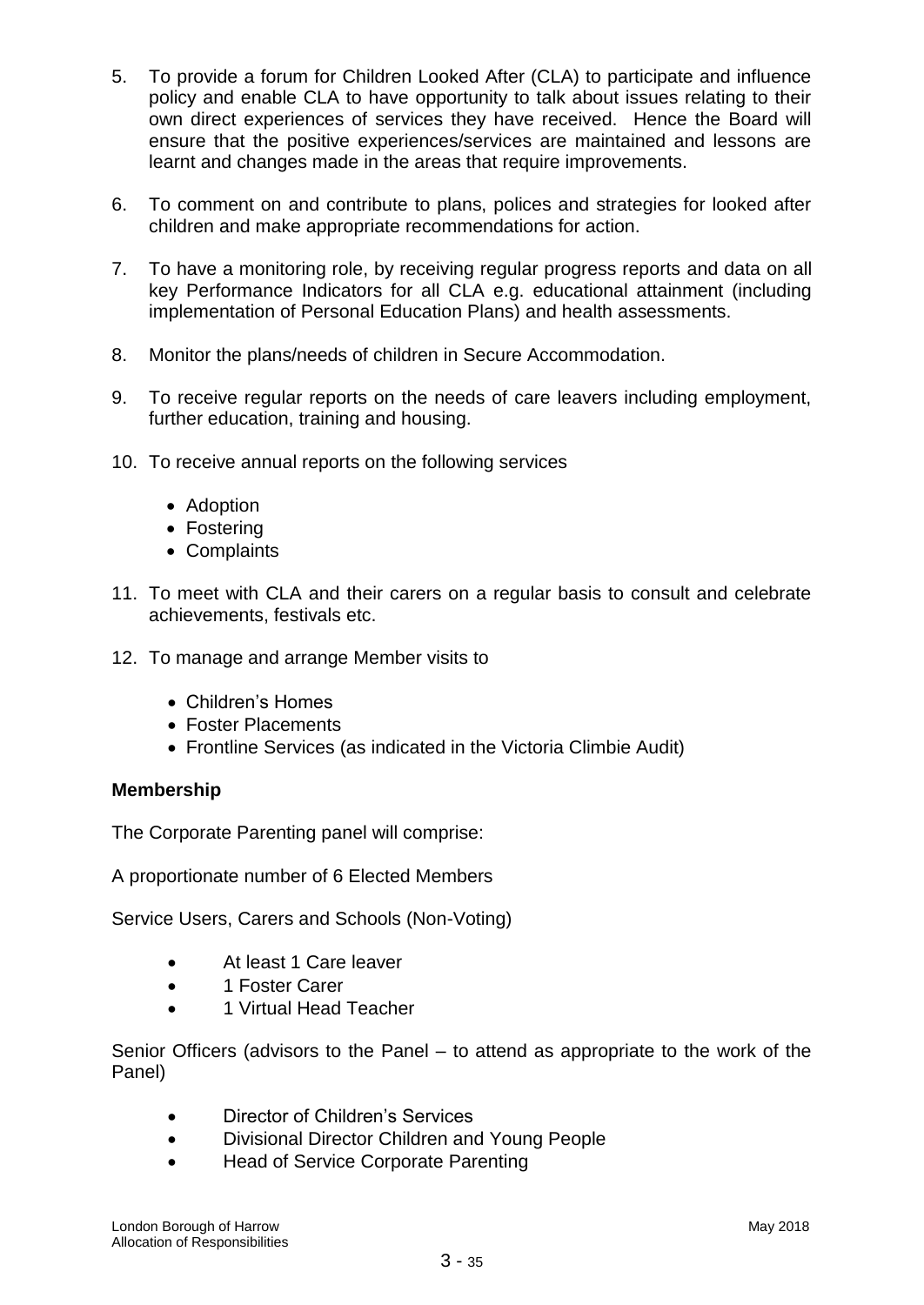5. To provide a forum for Children Looked After (CLA) to participate and influence policy and enable CLA to have opportunity to talk about issues relating to their own direct experiences of services they have received. Hence the Board will ensure that the positive experiences/services are maintained and lessons are learnt and changes made in the areas that require improvements.

6. To comment on and contribute to plans, polices and strategies for looked after children and make appropriate recommendations for action.

7. To have a monitoring role, by receiving regular progress reports and data on all key Performance Indicators for all CLA e.g. educational attainment (including implementation of Personal Education Plans) and health assessments.

8. Monitor the plans/needs of children in Secure Accommodation.

9. To receive regular reports on the needs of care leavers including employment, further education, training and housing.

10. To receive annual reports on the following services

    - Adoption
    - Fostering
    - Complaints

11. To meet with CLA and their carers on a regular basis to consult and celebrate achievements, festivals etc.

12. To manage and arrange Member visits to

    - Children's Homes
    - Foster Placements
    - Frontline Services (as indicated in the Victoria Climbie Audit)

**Membership**

The Corporate Parenting panel will comprise:

A proportionate number of 6 Elected Members

Service Users, Carers and Schools (Non-Voting)

- At least 1 Care leaver
- 1 Foster Carer
- 1 Virtual Head Teacher

Senior Officers (advisors to the Panel – to attend as appropriate to the work of the Panel)

- Director of Children's Services
- Divisional Director Children and Young People
- Head of Service Corporate Parenting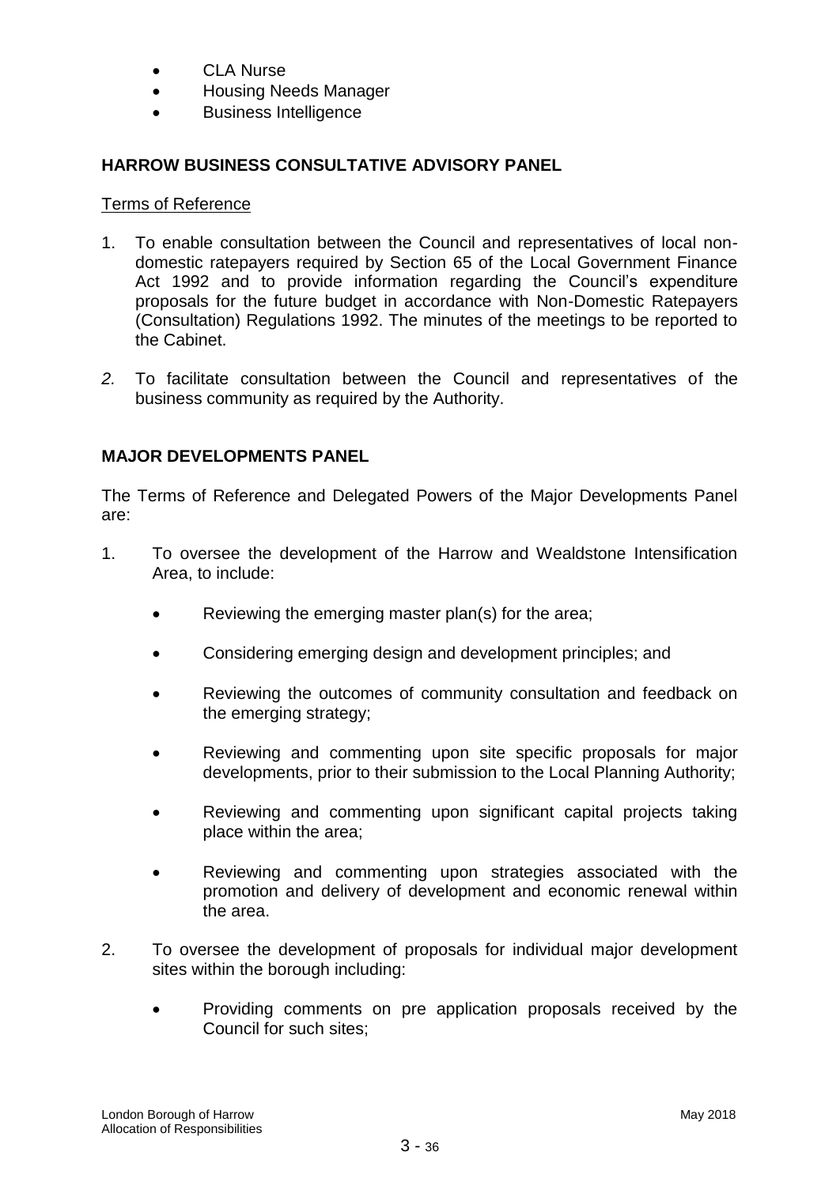- CLA Nurse
- Housing Needs Manager
- Business Intelligence

## HARROW BUSINESS CONSULTATIVE ADVISORY PANEL

Terms of Reference

1. To enable consultation between the Council and representatives of local non-domestic ratepayers required by Section 65 of the Local Government Finance Act 1992 and to provide information regarding the Council's expenditure proposals for the future budget in accordance with Non-Domestic Ratepayers (Consultation) Regulations 1992. The minutes of the meetings to be reported to the Cabinet.

2. To facilitate consultation between the Council and representatives of the business community as required by the Authority.

## MAJOR DEVELOPMENTS PANEL

The Terms of Reference and Delegated Powers of the Major Developments Panel are:

1. To oversee the development of the Harrow and Wealdstone Intensification Area, to include:

   - Reviewing the emerging master plan(s) for the area;
   - Considering emerging design and development principles; and
   - Reviewing the outcomes of community consultation and feedback on the emerging strategy;
   - Reviewing and commenting upon site specific proposals for major developments, prior to their submission to the Local Planning Authority;
   - Reviewing and commenting upon significant capital projects taking place within the area;
   - Reviewing and commenting upon strategies associated with the promotion and delivery of development and economic renewal within the area.

2. To oversee the development of proposals for individual major development sites within the borough including:

   - Providing comments on pre application proposals received by the Council for such sites;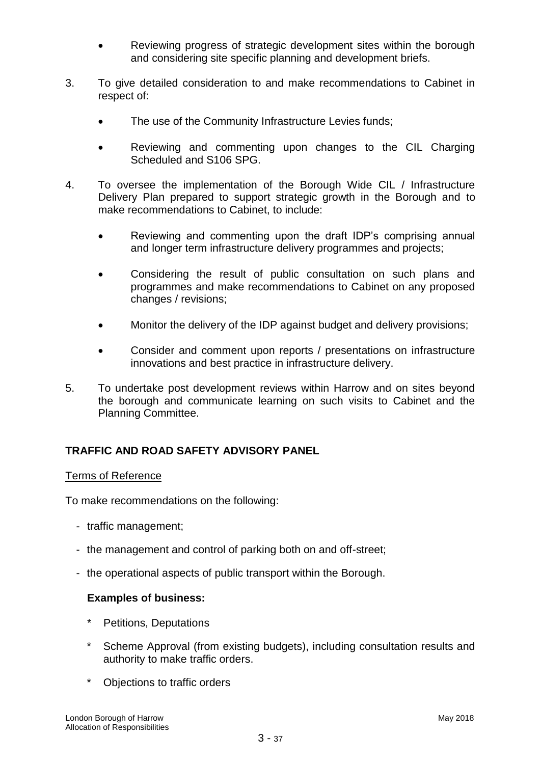- Reviewing progress of strategic development sites within the borough and considering site specific planning and development briefs.

3. To give detailed consideration to and make recommendations to Cabinet in respect of:

   - The use of the Community Infrastructure Levies funds;
   - Reviewing and commenting upon changes to the CIL Charging Scheduled and S106 SPG.

4. To oversee the implementation of the Borough Wide CIL / Infrastructure Delivery Plan prepared to support strategic growth in the Borough and to make recommendations to Cabinet, to include:

   - Reviewing and commenting upon the draft IDP's comprising annual and longer term infrastructure delivery programmes and projects;
   - Considering the result of public consultation on such plans and programmes and make recommendations to Cabinet on any proposed changes / revisions;
   - Monitor the delivery of the IDP against budget and delivery provisions;
   - Consider and comment upon reports / presentations on infrastructure innovations and best practice in infrastructure delivery.

5. To undertake post development reviews within Harrow and on sites beyond the borough and communicate learning on such visits to Cabinet and the Planning Committee.

## TRAFFIC AND ROAD SAFETY ADVISORY PANEL

Terms of Reference

To make recommendations on the following:

- traffic management;
- the management and control of parking both on and off-street;
- the operational aspects of public transport within the Borough.

**Examples of business:**

- Petitions, Deputations
- Scheme Approval (from existing budgets), including consultation results and authority to make traffic orders.
- Objections to traffic orders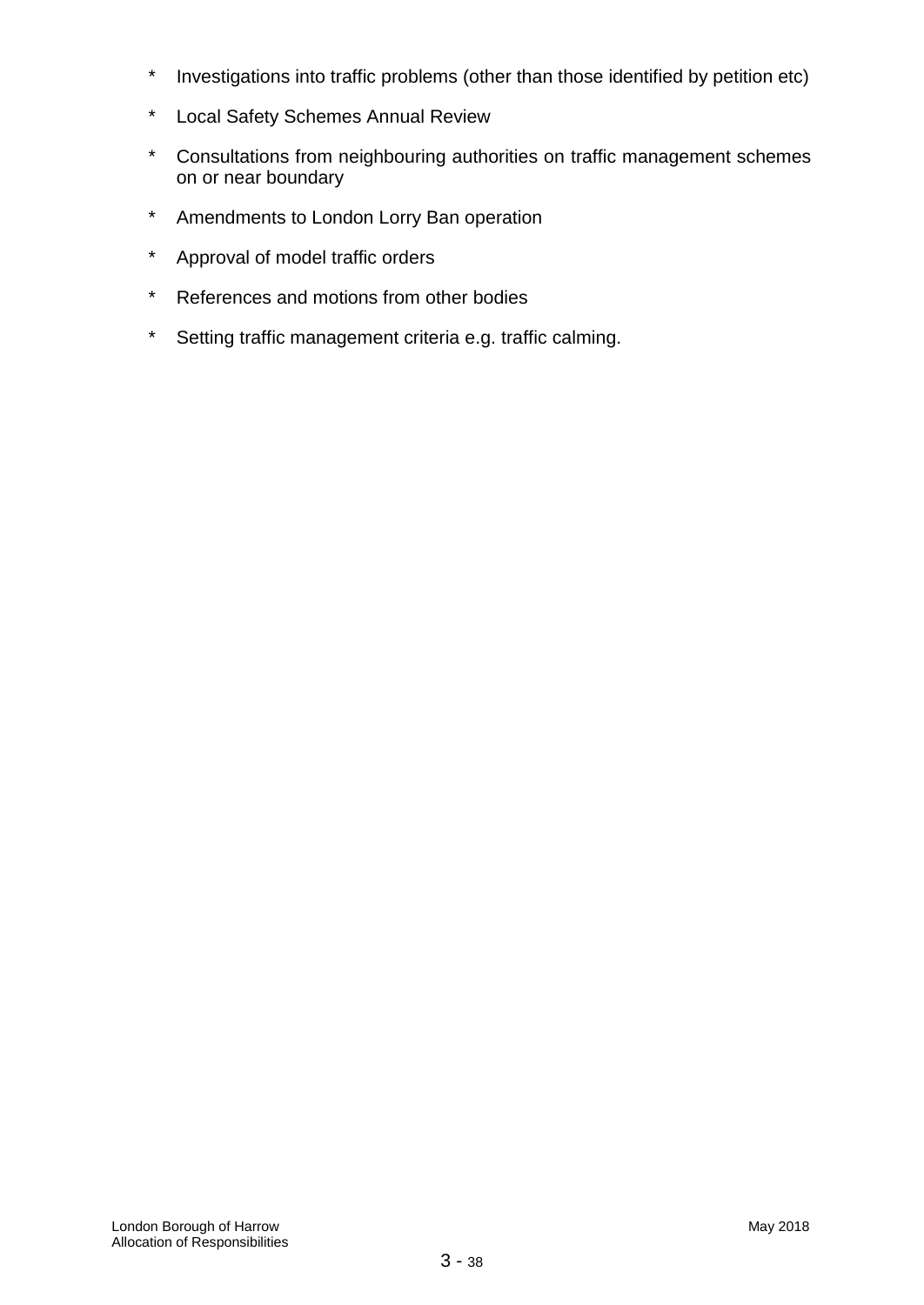* Investigations into traffic problems (other than those identified by petition etc)
* Local Safety Schemes Annual Review
* Consultations from neighbouring authorities on traffic management schemes on or near boundary
* Amendments to London Lorry Ban operation
* Approval of model traffic orders
* References and motions from other bodies
* Setting traffic management criteria e.g. traffic calming.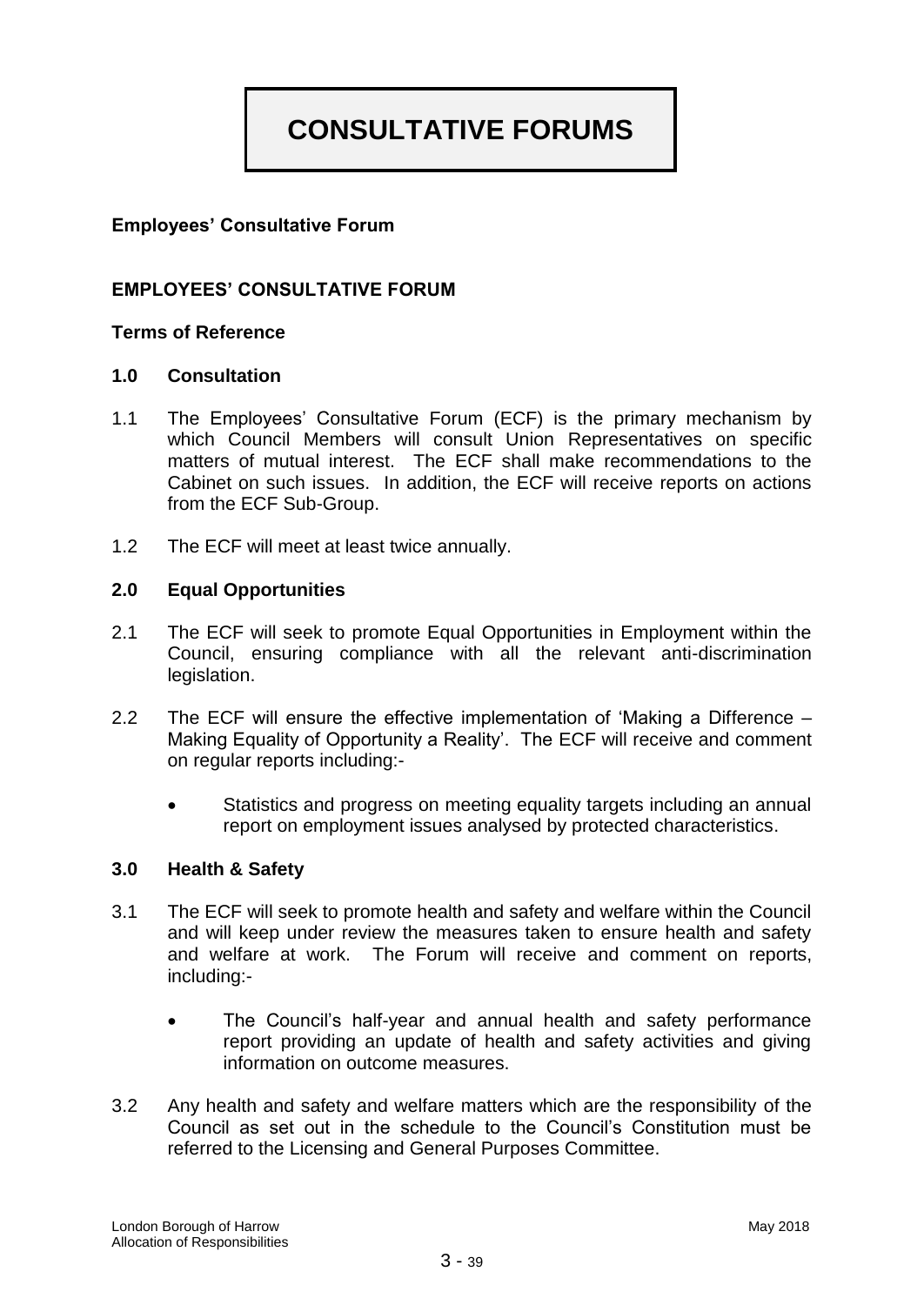# CONSULTATIVE FORUMS

**Employees' Consultative Forum**

## EMPLOYEES' CONSULTATIVE FORUM

**Terms of Reference**

### 1.0 Consultation

1.1 The Employees' Consultative Forum (ECF) is the primary mechanism by which Council Members will consult Union Representatives on specific matters of mutual interest. The ECF shall make recommendations to the Cabinet on such issues. In addition, the ECF will receive reports on actions from the ECF Sub-Group.

1.2 The ECF will meet at least twice annually.

### 2.0 Equal Opportunities

2.1 The ECF will seek to promote Equal Opportunities in Employment within the Council, ensuring compliance with all the relevant anti-discrimination legislation.

2.2 The ECF will ensure the effective implementation of 'Making a Difference – Making Equality of Opportunity a Reality'. The ECF will receive and comment on regular reports including:-

- Statistics and progress on meeting equality targets including an annual report on employment issues analysed by protected characteristics.

### 3.0 Health & Safety

3.1 The ECF will seek to promote health and safety and welfare within the Council and will keep under review the measures taken to ensure health and safety and welfare at work. The Forum will receive and comment on reports, including:-

- The Council's half-year and annual health and safety performance report providing an update of health and safety activities and giving information on outcome measures.

3.2 Any health and safety and welfare matters which are the responsibility of the Council as set out in the schedule to the Council's Constitution must be referred to the Licensing and General Purposes Committee.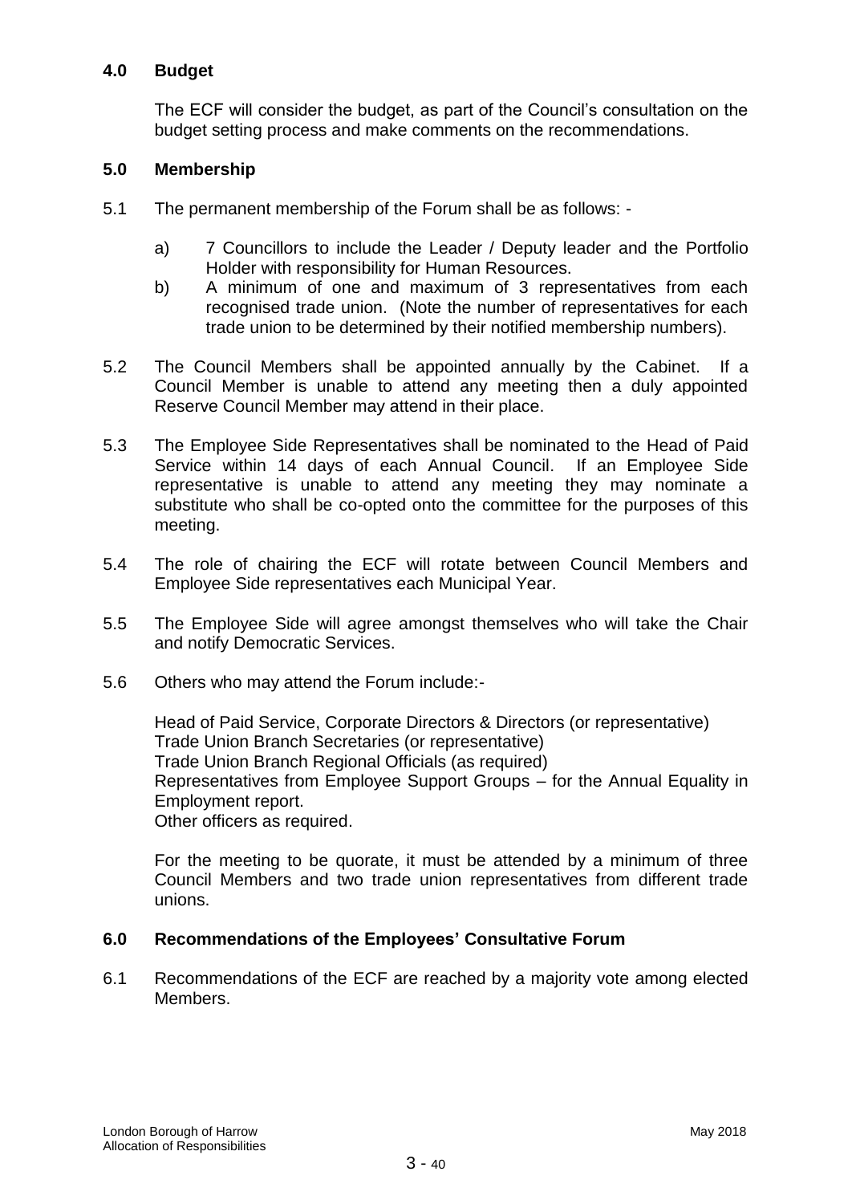## 4.0 Budget

The ECF will consider the budget, as part of the Council's consultation on the budget setting process and make comments on the recommendations.

## 5.0 Membership

5.1 The permanent membership of the Forum shall be as follows: -

a) 7 Councillors to include the Leader / Deputy leader and the Portfolio Holder with responsibility for Human Resources.

b) A minimum of one and maximum of 3 representatives from each recognised trade union. (Note the number of representatives for each trade union to be determined by their notified membership numbers).

5.2 The Council Members shall be appointed annually by the Cabinet. If a Council Member is unable to attend any meeting then a duly appointed Reserve Council Member may attend in their place.

5.3 The Employee Side Representatives shall be nominated to the Head of Paid Service within 14 days of each Annual Council. If an Employee Side representative is unable to attend any meeting they may nominate a substitute who shall be co-opted onto the committee for the purposes of this meeting.

5.4 The role of chairing the ECF will rotate between Council Members and Employee Side representatives each Municipal Year.

5.5 The Employee Side will agree amongst themselves who will take the Chair and notify Democratic Services.

5.6 Others who may attend the Forum include:-

Head of Paid Service, Corporate Directors & Directors (or representative)
Trade Union Branch Secretaries (or representative)
Trade Union Branch Regional Officials (as required)
Representatives from Employee Support Groups – for the Annual Equality in Employment report.
Other officers as required.

For the meeting to be quorate, it must be attended by a minimum of three Council Members and two trade union representatives from different trade unions.

## 6.0 Recommendations of the Employees' Consultative Forum

6.1 Recommendations of the ECF are reached by a majority vote among elected Members.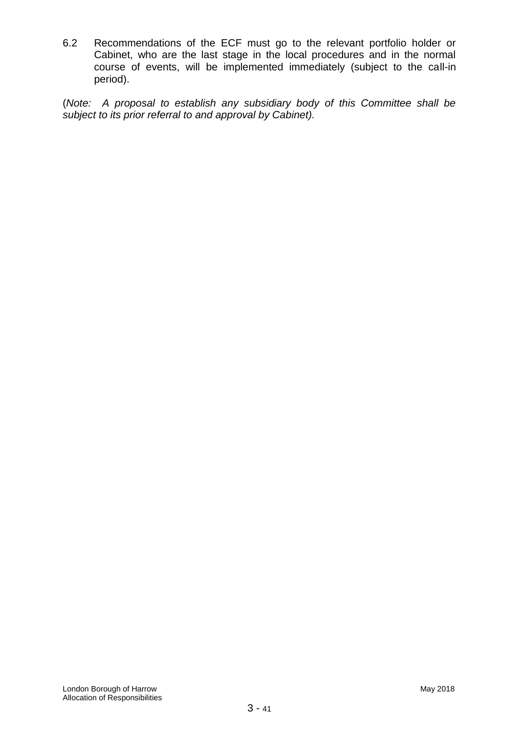6.2 Recommendations of the ECF must go to the relevant portfolio holder or Cabinet, who are the last stage in the local procedures and in the normal course of events, will be implemented immediately (subject to the call-in period).

(*Note: A proposal to establish any subsidiary body of this Committee shall be subject to its prior referral to and approval by Cabinet).*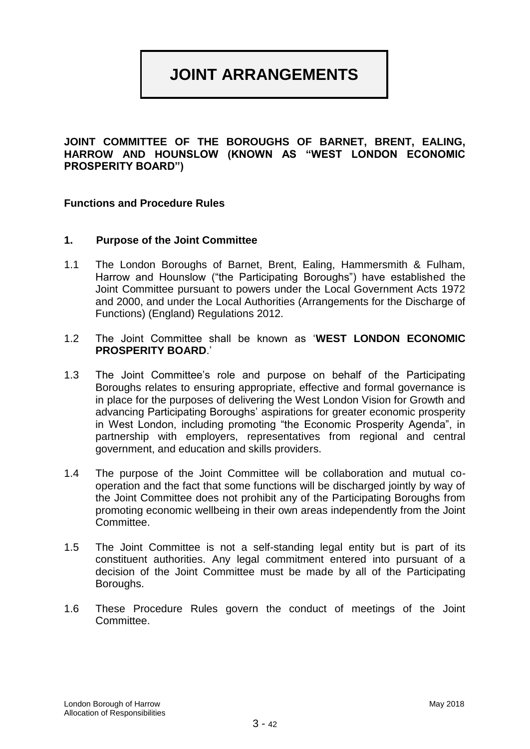# JOINT ARRANGEMENTS

**JOINT COMMITTEE OF THE BOROUGHS OF BARNET, BRENT, EALING, HARROW AND HOUNSLOW (KNOWN AS "WEST LONDON ECONOMIC PROSPERITY BOARD")**

**Functions and Procedure Rules**

**1. Purpose of the Joint Committee**

1.1 The London Boroughs of Barnet, Brent, Ealing, Hammersmith & Fulham, Harrow and Hounslow ("the Participating Boroughs") have established the Joint Committee pursuant to powers under the Local Government Acts 1972 and 2000, and under the Local Authorities (Arrangements for the Discharge of Functions) (England) Regulations 2012.

1.2 The Joint Committee shall be known as '**WEST LONDON ECONOMIC PROSPERITY BOARD**.'

1.3 The Joint Committee's role and purpose on behalf of the Participating Boroughs relates to ensuring appropriate, effective and formal governance is in place for the purposes of delivering the West London Vision for Growth and advancing Participating Boroughs' aspirations for greater economic prosperity in West London, including promoting "the Economic Prosperity Agenda", in partnership with employers, representatives from regional and central government, and education and skills providers.

1.4 The purpose of the Joint Committee will be collaboration and mutual co-operation and the fact that some functions will be discharged jointly by way of the Joint Committee does not prohibit any of the Participating Boroughs from promoting economic wellbeing in their own areas independently from the Joint Committee.

1.5 The Joint Committee is not a self-standing legal entity but is part of its constituent authorities. Any legal commitment entered into pursuant of a decision of the Joint Committee must be made by all of the Participating Boroughs.

1.6 These Procedure Rules govern the conduct of meetings of the Joint Committee.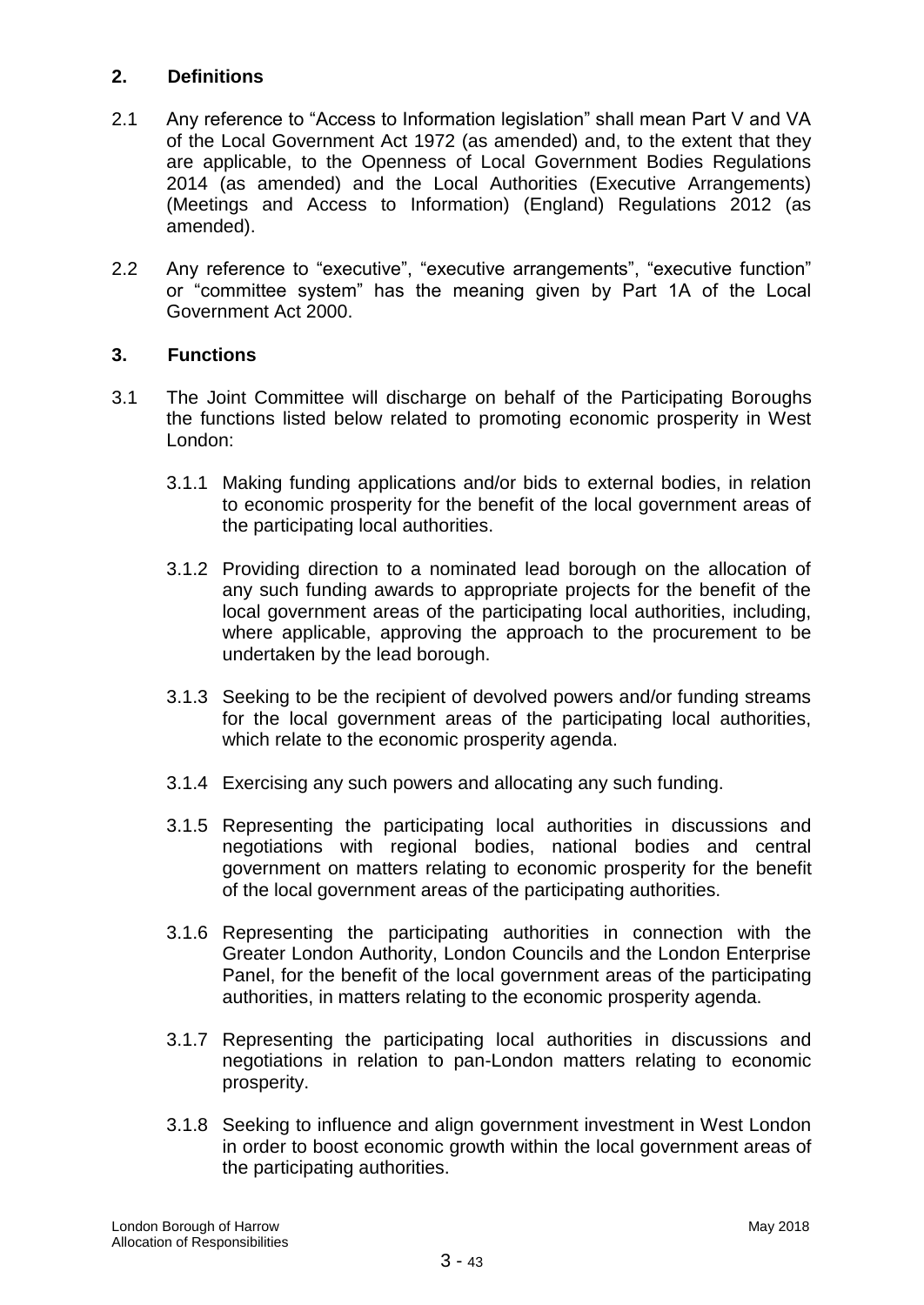## 2. Definitions

2.1 Any reference to "Access to Information legislation" shall mean Part V and VA of the Local Government Act 1972 (as amended) and, to the extent that they are applicable, to the Openness of Local Government Bodies Regulations 2014 (as amended) and the Local Authorities (Executive Arrangements) (Meetings and Access to Information) (England) Regulations 2012 (as amended).

2.2 Any reference to "executive", "executive arrangements", "executive function" or "committee system" has the meaning given by Part 1A of the Local Government Act 2000.

## 3. Functions

3.1 The Joint Committee will discharge on behalf of the Participating Boroughs the functions listed below related to promoting economic prosperity in West London:

3.1.1 Making funding applications and/or bids to external bodies, in relation to economic prosperity for the benefit of the local government areas of the participating local authorities.

3.1.2 Providing direction to a nominated lead borough on the allocation of any such funding awards to appropriate projects for the benefit of the local government areas of the participating local authorities, including, where applicable, approving the approach to the procurement to be undertaken by the lead borough.

3.1.3 Seeking to be the recipient of devolved powers and/or funding streams for the local government areas of the participating local authorities, which relate to the economic prosperity agenda.

3.1.4 Exercising any such powers and allocating any such funding.

3.1.5 Representing the participating local authorities in discussions and negotiations with regional bodies, national bodies and central government on matters relating to economic prosperity for the benefit of the local government areas of the participating authorities.

3.1.6 Representing the participating authorities in connection with the Greater London Authority, London Councils and the London Enterprise Panel, for the benefit of the local government areas of the participating authorities, in matters relating to the economic prosperity agenda.

3.1.7 Representing the participating local authorities in discussions and negotiations in relation to pan-London matters relating to economic prosperity.

3.1.8 Seeking to influence and align government investment in West London in order to boost economic growth within the local government areas of the participating authorities.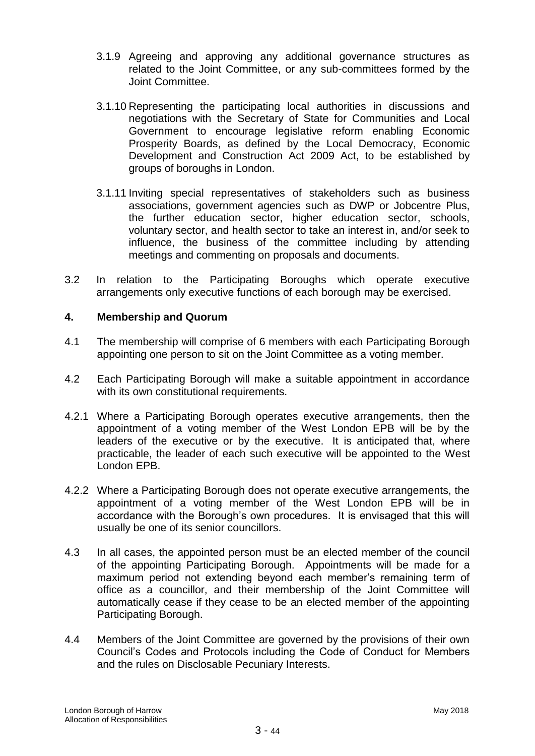3.1.9 Agreeing and approving any additional governance structures as related to the Joint Committee, or any sub-committees formed by the Joint Committee.

3.1.10 Representing the participating local authorities in discussions and negotiations with the Secretary of State for Communities and Local Government to encourage legislative reform enabling Economic Prosperity Boards, as defined by the Local Democracy, Economic Development and Construction Act 2009 Act, to be established by groups of boroughs in London.

3.1.11 Inviting special representatives of stakeholders such as business associations, government agencies such as DWP or Jobcentre Plus, the further education sector, higher education sector, schools, voluntary sector, and health sector to take an interest in, and/or seek to influence, the business of the committee including by attending meetings and commenting on proposals and documents.

3.2 In relation to the Participating Boroughs which operate executive arrangements only executive functions of each borough may be exercised.

## 4. Membership and Quorum

4.1 The membership will comprise of 6 members with each Participating Borough appointing one person to sit on the Joint Committee as a voting member.

4.2 Each Participating Borough will make a suitable appointment in accordance with its own constitutional requirements.

4.2.1 Where a Participating Borough operates executive arrangements, then the appointment of a voting member of the West London EPB will be by the leaders of the executive or by the executive. It is anticipated that, where practicable, the leader of each such executive will be appointed to the West London EPB.

4.2.2 Where a Participating Borough does not operate executive arrangements, the appointment of a voting member of the West London EPB will be in accordance with the Borough's own procedures. It is envisaged that this will usually be one of its senior councillors.

4.3 In all cases, the appointed person must be an elected member of the council of the appointing Participating Borough. Appointments will be made for a maximum period not extending beyond each member's remaining term of office as a councillor, and their membership of the Joint Committee will automatically cease if they cease to be an elected member of the appointing Participating Borough.

4.4 Members of the Joint Committee are governed by the provisions of their own Council's Codes and Protocols including the Code of Conduct for Members and the rules on Disclosable Pecuniary Interests.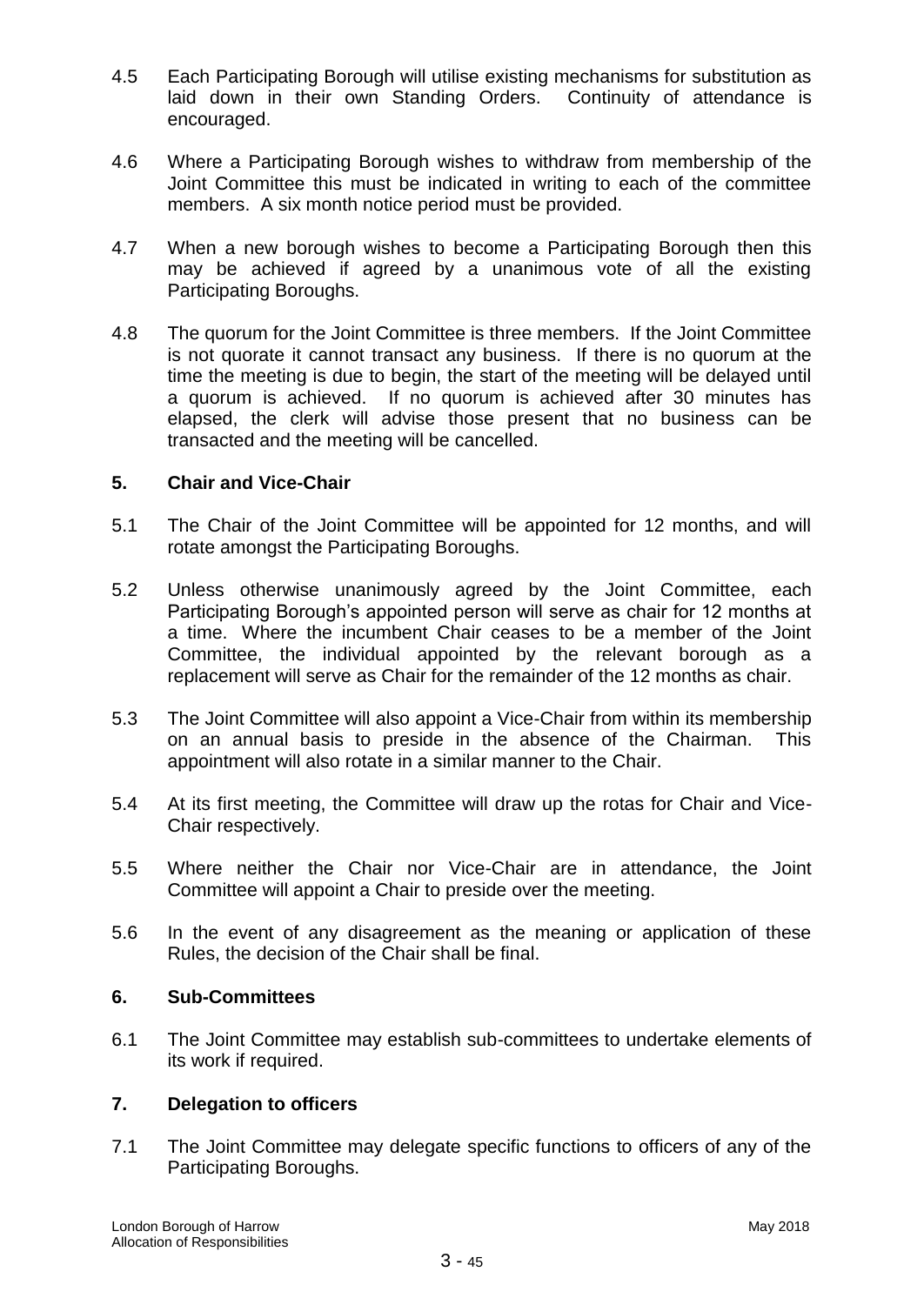4.5 Each Participating Borough will utilise existing mechanisms for substitution as laid down in their own Standing Orders. Continuity of attendance is encouraged.

4.6 Where a Participating Borough wishes to withdraw from membership of the Joint Committee this must be indicated in writing to each of the committee members. A six month notice period must be provided.

4.7 When a new borough wishes to become a Participating Borough then this may be achieved if agreed by a unanimous vote of all the existing Participating Boroughs.

4.8 The quorum for the Joint Committee is three members. If the Joint Committee is not quorate it cannot transact any business. If there is no quorum at the time the meeting is due to begin, the start of the meeting will be delayed until a quorum is achieved. If no quorum is achieved after 30 minutes has elapsed, the clerk will advise those present that no business can be transacted and the meeting will be cancelled.

## 5. Chair and Vice-Chair

5.1 The Chair of the Joint Committee will be appointed for 12 months, and will rotate amongst the Participating Boroughs.

5.2 Unless otherwise unanimously agreed by the Joint Committee, each Participating Borough's appointed person will serve as chair for 12 months at a time. Where the incumbent Chair ceases to be a member of the Joint Committee, the individual appointed by the relevant borough as a replacement will serve as Chair for the remainder of the 12 months as chair.

5.3 The Joint Committee will also appoint a Vice-Chair from within its membership on an annual basis to preside in the absence of the Chairman. This appointment will also rotate in a similar manner to the Chair.

5.4 At its first meeting, the Committee will draw up the rotas for Chair and Vice-Chair respectively.

5.5 Where neither the Chair nor Vice-Chair are in attendance, the Joint Committee will appoint a Chair to preside over the meeting.

5.6 In the event of any disagreement as the meaning or application of these Rules, the decision of the Chair shall be final.

## 6. Sub-Committees

6.1 The Joint Committee may establish sub-committees to undertake elements of its work if required.

## 7. Delegation to officers

7.1 The Joint Committee may delegate specific functions to officers of any of the Participating Boroughs.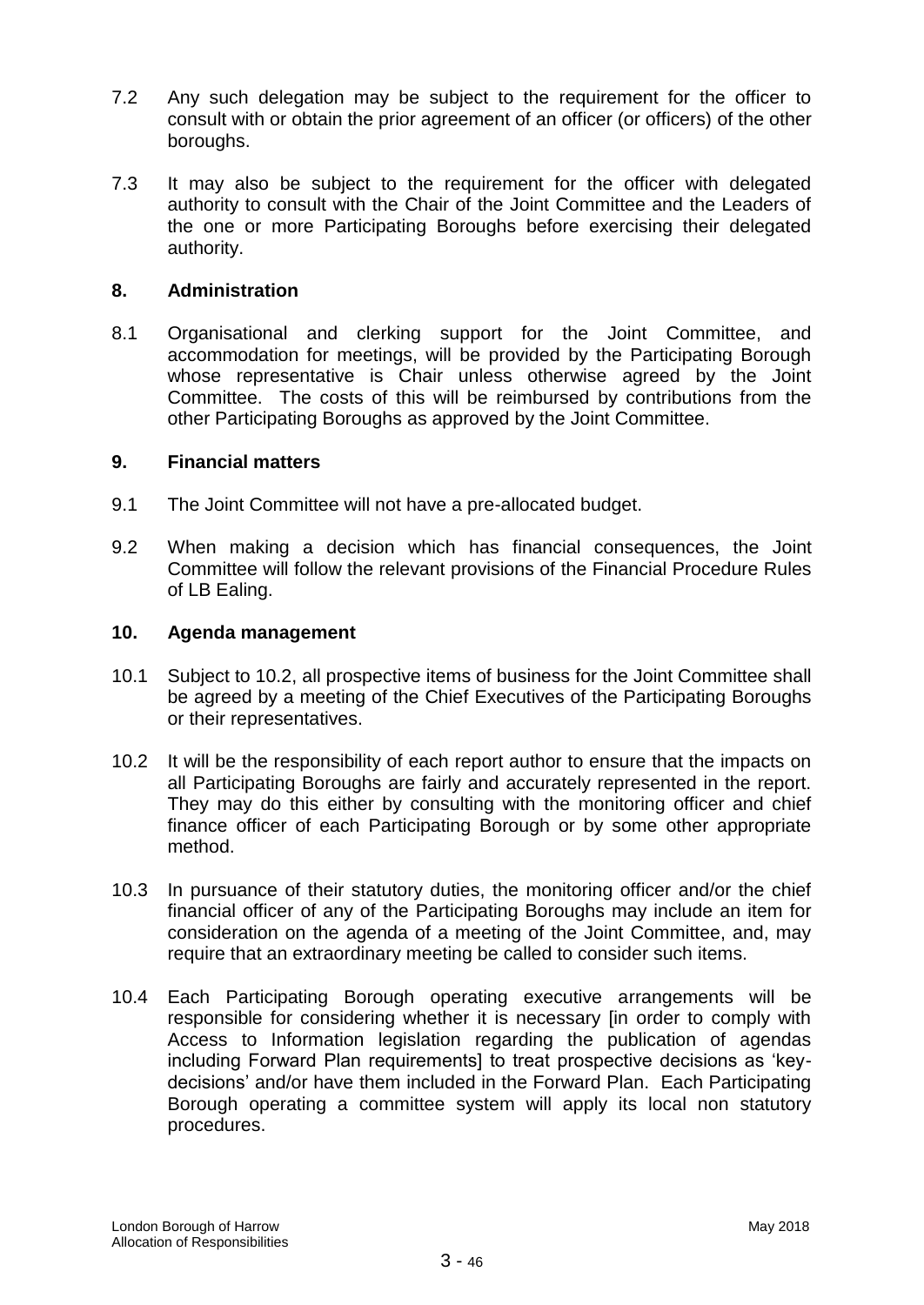7.2 Any such delegation may be subject to the requirement for the officer to consult with or obtain the prior agreement of an officer (or officers) of the other boroughs.

7.3 It may also be subject to the requirement for the officer with delegated authority to consult with the Chair of the Joint Committee and the Leaders of the one or more Participating Boroughs before exercising their delegated authority.

## 8. Administration

8.1 Organisational and clerking support for the Joint Committee, and accommodation for meetings, will be provided by the Participating Borough whose representative is Chair unless otherwise agreed by the Joint Committee. The costs of this will be reimbursed by contributions from the other Participating Boroughs as approved by the Joint Committee.

## 9. Financial matters

9.1 The Joint Committee will not have a pre-allocated budget.

9.2 When making a decision which has financial consequences, the Joint Committee will follow the relevant provisions of the Financial Procedure Rules of LB Ealing.

## 10. Agenda management

10.1 Subject to 10.2, all prospective items of business for the Joint Committee shall be agreed by a meeting of the Chief Executives of the Participating Boroughs or their representatives.

10.2 It will be the responsibility of each report author to ensure that the impacts on all Participating Boroughs are fairly and accurately represented in the report. They may do this either by consulting with the monitoring officer and chief finance officer of each Participating Borough or by some other appropriate method.

10.3 In pursuance of their statutory duties, the monitoring officer and/or the chief financial officer of any of the Participating Boroughs may include an item for consideration on the agenda of a meeting of the Joint Committee, and, may require that an extraordinary meeting be called to consider such items.

10.4 Each Participating Borough operating executive arrangements will be responsible for considering whether it is necessary [in order to comply with Access to Information legislation regarding the publication of agendas including Forward Plan requirements] to treat prospective decisions as 'key-decisions' and/or have them included in the Forward Plan. Each Participating Borough operating a committee system will apply its local non statutory procedures.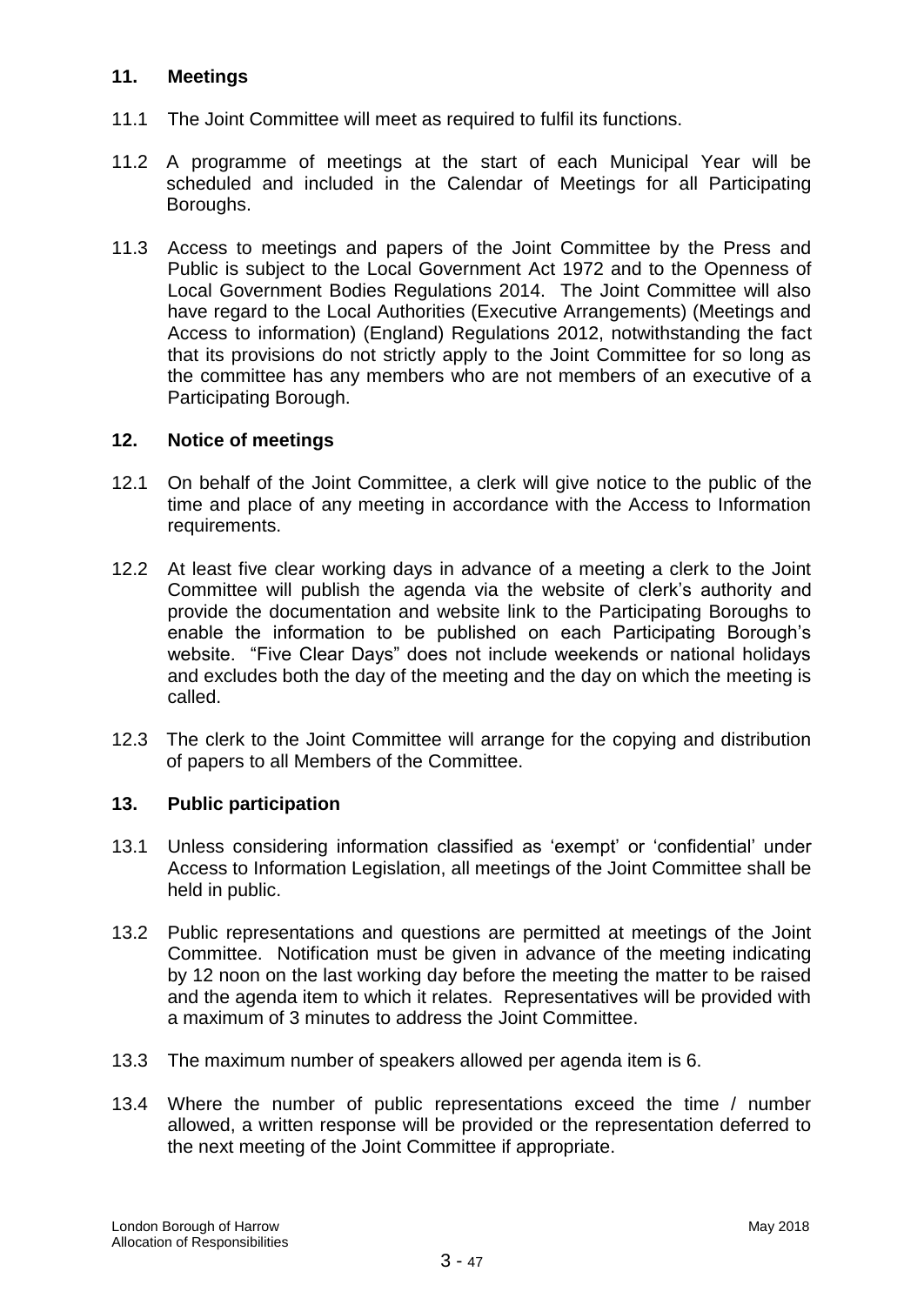## 11. Meetings

11.1 The Joint Committee will meet as required to fulfil its functions.

11.2 A programme of meetings at the start of each Municipal Year will be scheduled and included in the Calendar of Meetings for all Participating Boroughs.

11.3 Access to meetings and papers of the Joint Committee by the Press and Public is subject to the Local Government Act 1972 and to the Openness of Local Government Bodies Regulations 2014. The Joint Committee will also have regard to the Local Authorities (Executive Arrangements) (Meetings and Access to information) (England) Regulations 2012, notwithstanding the fact that its provisions do not strictly apply to the Joint Committee for so long as the committee has any members who are not members of an executive of a Participating Borough.

## 12. Notice of meetings

12.1 On behalf of the Joint Committee, a clerk will give notice to the public of the time and place of any meeting in accordance with the Access to Information requirements.

12.2 At least five clear working days in advance of a meeting a clerk to the Joint Committee will publish the agenda via the website of clerk's authority and provide the documentation and website link to the Participating Boroughs to enable the information to be published on each Participating Borough's website. "Five Clear Days" does not include weekends or national holidays and excludes both the day of the meeting and the day on which the meeting is called.

12.3 The clerk to the Joint Committee will arrange for the copying and distribution of papers to all Members of the Committee.

## 13. Public participation

13.1 Unless considering information classified as 'exempt' or 'confidential' under Access to Information Legislation, all meetings of the Joint Committee shall be held in public.

13.2 Public representations and questions are permitted at meetings of the Joint Committee. Notification must be given in advance of the meeting indicating by 12 noon on the last working day before the meeting the matter to be raised and the agenda item to which it relates. Representatives will be provided with a maximum of 3 minutes to address the Joint Committee.

13.3 The maximum number of speakers allowed per agenda item is 6.

13.4 Where the number of public representations exceed the time / number allowed, a written response will be provided or the representation deferred to the next meeting of the Joint Committee if appropriate.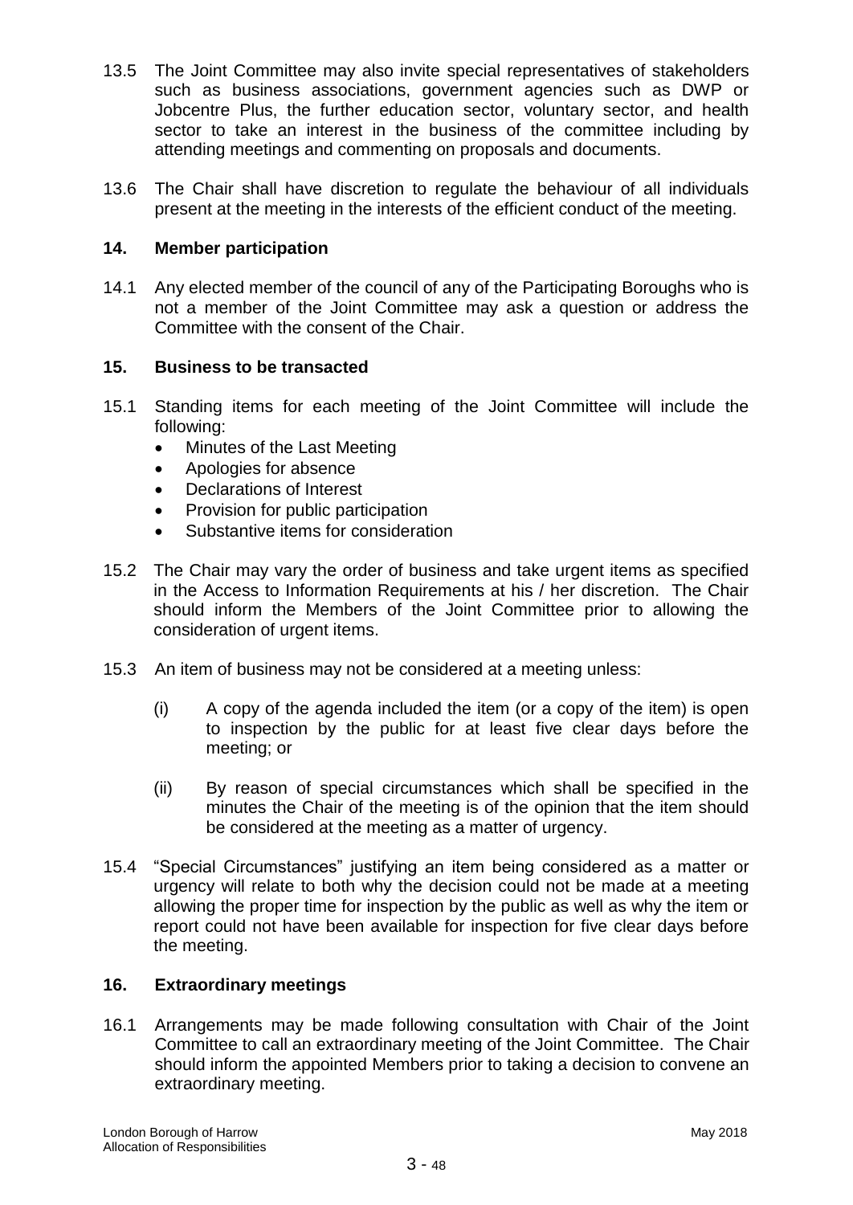13.5 The Joint Committee may also invite special representatives of stakeholders such as business associations, government agencies such as DWP or Jobcentre Plus, the further education sector, voluntary sector, and health sector to take an interest in the business of the committee including by attending meetings and commenting on proposals and documents.

13.6 The Chair shall have discretion to regulate the behaviour of all individuals present at the meeting in the interests of the efficient conduct of the meeting.

## 14. Member participation

14.1 Any elected member of the council of any of the Participating Boroughs who is not a member of the Joint Committee may ask a question or address the Committee with the consent of the Chair.

## 15. Business to be transacted

15.1 Standing items for each meeting of the Joint Committee will include the following:

- Minutes of the Last Meeting
- Apologies for absence
- Declarations of Interest
- Provision for public participation
- Substantive items for consideration

15.2 The Chair may vary the order of business and take urgent items as specified in the Access to Information Requirements at his / her discretion. The Chair should inform the Members of the Joint Committee prior to allowing the consideration of urgent items.

15.3 An item of business may not be considered at a meeting unless:

(i) A copy of the agenda included the item (or a copy of the item) is open to inspection by the public for at least five clear days before the meeting; or

(ii) By reason of special circumstances which shall be specified in the minutes the Chair of the meeting is of the opinion that the item should be considered at the meeting as a matter of urgency.

15.4 "Special Circumstances" justifying an item being considered as a matter or urgency will relate to both why the decision could not be made at a meeting allowing the proper time for inspection by the public as well as why the item or report could not have been available for inspection for five clear days before the meeting.

## 16. Extraordinary meetings

16.1 Arrangements may be made following consultation with Chair of the Joint Committee to call an extraordinary meeting of the Joint Committee. The Chair should inform the appointed Members prior to taking a decision to convene an extraordinary meeting.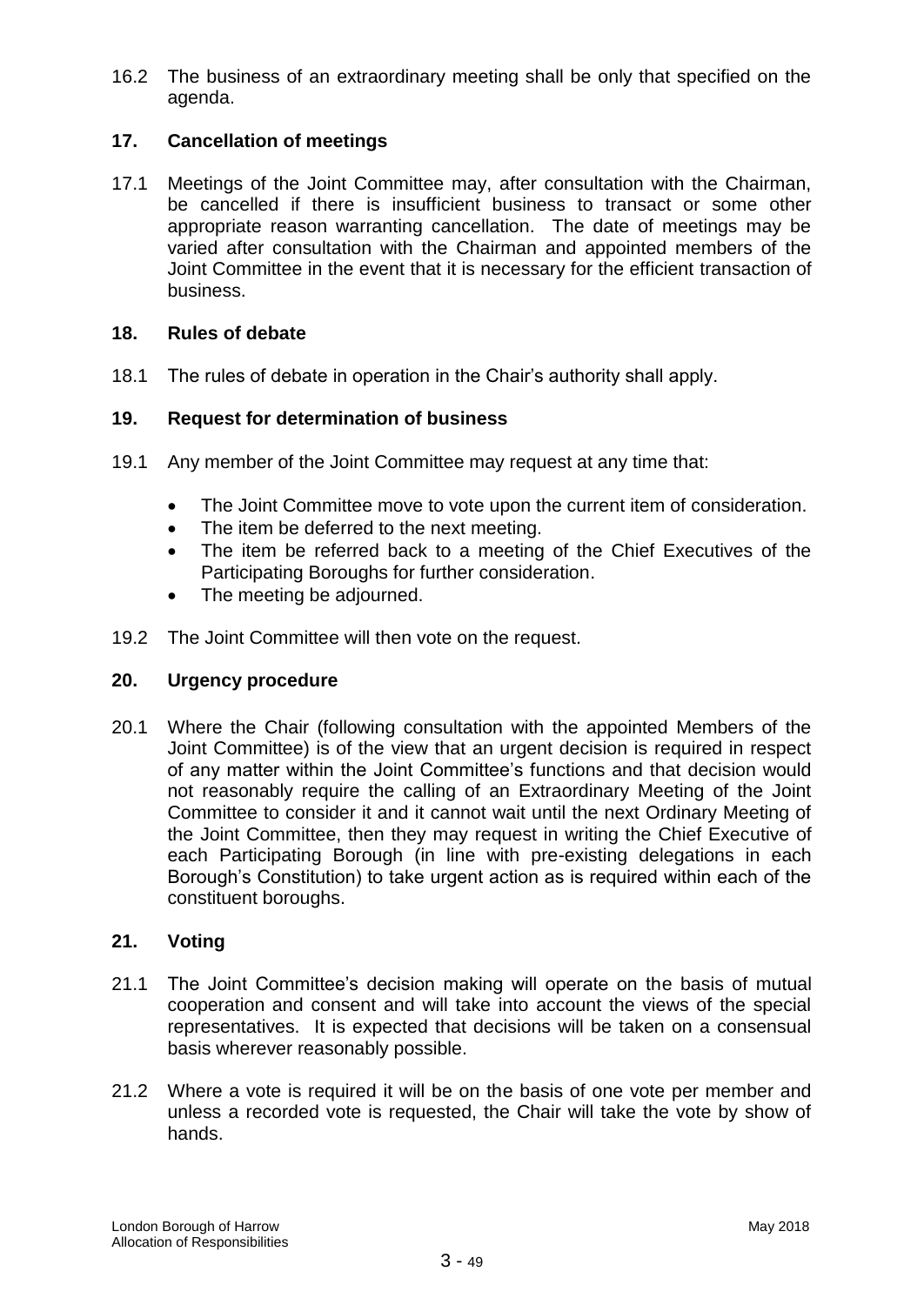16.2 The business of an extraordinary meeting shall be only that specified on the agenda.

## 17. Cancellation of meetings

17.1 Meetings of the Joint Committee may, after consultation with the Chairman, be cancelled if there is insufficient business to transact or some other appropriate reason warranting cancellation. The date of meetings may be varied after consultation with the Chairman and appointed members of the Joint Committee in the event that it is necessary for the efficient transaction of business.

## 18. Rules of debate

18.1 The rules of debate in operation in the Chair's authority shall apply.

## 19. Request for determination of business

19.1 Any member of the Joint Committee may request at any time that:

- The Joint Committee move to vote upon the current item of consideration.
- The item be deferred to the next meeting.
- The item be referred back to a meeting of the Chief Executives of the Participating Boroughs for further consideration.
- The meeting be adjourned.

19.2 The Joint Committee will then vote on the request.

## 20. Urgency procedure

20.1 Where the Chair (following consultation with the appointed Members of the Joint Committee) is of the view that an urgent decision is required in respect of any matter within the Joint Committee's functions and that decision would not reasonably require the calling of an Extraordinary Meeting of the Joint Committee to consider it and it cannot wait until the next Ordinary Meeting of the Joint Committee, then they may request in writing the Chief Executive of each Participating Borough (in line with pre-existing delegations in each Borough's Constitution) to take urgent action as is required within each of the constituent boroughs.

## 21. Voting

21.1 The Joint Committee's decision making will operate on the basis of mutual cooperation and consent and will take into account the views of the special representatives. It is expected that decisions will be taken on a consensual basis wherever reasonably possible.

21.2 Where a vote is required it will be on the basis of one vote per member and unless a recorded vote is requested, the Chair will take the vote by show of hands.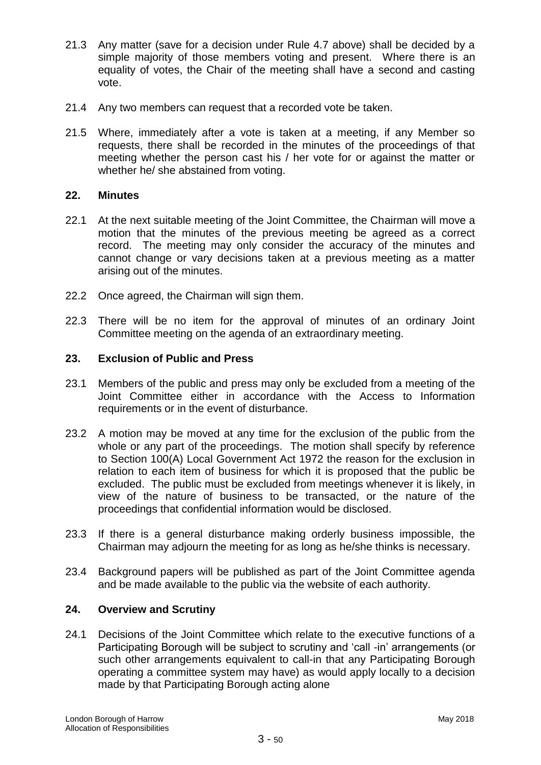21.3 Any matter (save for a decision under Rule 4.7 above) shall be decided by a simple majority of those members voting and present. Where there is an equality of votes, the Chair of the meeting shall have a second and casting vote.

21.4 Any two members can request that a recorded vote be taken.

21.5 Where, immediately after a vote is taken at a meeting, if any Member so requests, there shall be recorded in the minutes of the proceedings of that meeting whether the person cast his / her vote for or against the matter or whether he/ she abstained from voting.

## 22. Minutes

22.1 At the next suitable meeting of the Joint Committee, the Chairman will move a motion that the minutes of the previous meeting be agreed as a correct record. The meeting may only consider the accuracy of the minutes and cannot change or vary decisions taken at a previous meeting as a matter arising out of the minutes.

22.2 Once agreed, the Chairman will sign them.

22.3 There will be no item for the approval of minutes of an ordinary Joint Committee meeting on the agenda of an extraordinary meeting.

## 23. Exclusion of Public and Press

23.1 Members of the public and press may only be excluded from a meeting of the Joint Committee either in accordance with the Access to Information requirements or in the event of disturbance.

23.2 A motion may be moved at any time for the exclusion of the public from the whole or any part of the proceedings. The motion shall specify by reference to Section 100(A) Local Government Act 1972 the reason for the exclusion in relation to each item of business for which it is proposed that the public be excluded. The public must be excluded from meetings whenever it is likely, in view of the nature of business to be transacted, or the nature of the proceedings that confidential information would be disclosed.

23.3 If there is a general disturbance making orderly business impossible, the Chairman may adjourn the meeting for as long as he/she thinks is necessary.

23.4 Background papers will be published as part of the Joint Committee agenda and be made available to the public via the website of each authority.

## 24. Overview and Scrutiny

24.1 Decisions of the Joint Committee which relate to the executive functions of a Participating Borough will be subject to scrutiny and 'call -in' arrangements (or such other arrangements equivalent to call-in that any Participating Borough operating a committee system may have) as would apply locally to a decision made by that Participating Borough acting alone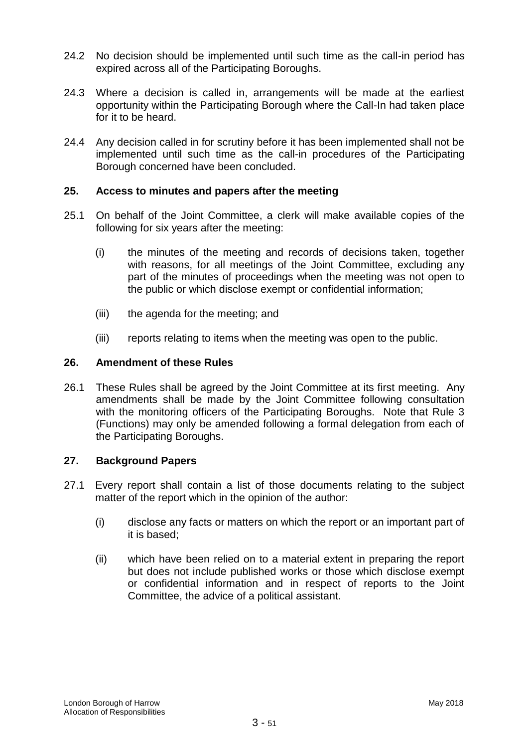24.2 No decision should be implemented until such time as the call-in period has expired across all of the Participating Boroughs.

24.3 Where a decision is called in, arrangements will be made at the earliest opportunity within the Participating Borough where the Call-In had taken place for it to be heard.

24.4 Any decision called in for scrutiny before it has been implemented shall not be implemented until such time as the call-in procedures of the Participating Borough concerned have been concluded.

## 25. Access to minutes and papers after the meeting

25.1 On behalf of the Joint Committee, a clerk will make available copies of the following for six years after the meeting:

(i) the minutes of the meeting and records of decisions taken, together with reasons, for all meetings of the Joint Committee, excluding any part of the minutes of proceedings when the meeting was not open to the public or which disclose exempt or confidential information;

(iii) the agenda for the meeting; and

(iii) reports relating to items when the meeting was open to the public.

## 26. Amendment of these Rules

26.1 These Rules shall be agreed by the Joint Committee at its first meeting. Any amendments shall be made by the Joint Committee following consultation with the monitoring officers of the Participating Boroughs. Note that Rule 3 (Functions) may only be amended following a formal delegation from each of the Participating Boroughs.

## 27. Background Papers

27.1 Every report shall contain a list of those documents relating to the subject matter of the report which in the opinion of the author:

(i) disclose any facts or matters on which the report or an important part of it is based;

(ii) which have been relied on to a material extent in preparing the report but does not include published works or those which disclose exempt or confidential information and in respect of reports to the Joint Committee, the advice of a political assistant.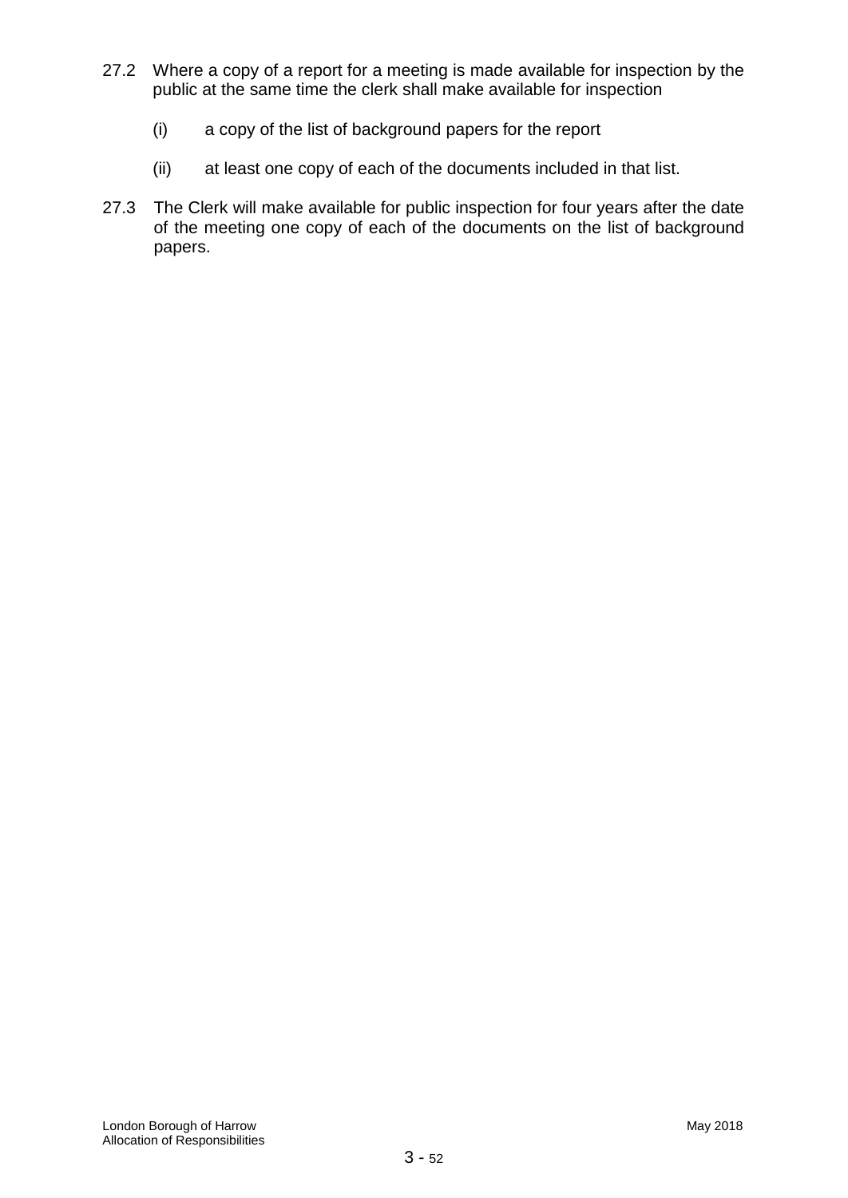27.2 Where a copy of a report for a meeting is made available for inspection by the public at the same time the clerk shall make available for inspection

(i) a copy of the list of background papers for the report

(ii) at least one copy of each of the documents included in that list.

27.3 The Clerk will make available for public inspection for four years after the date of the meeting one copy of each of the documents on the list of background papers.